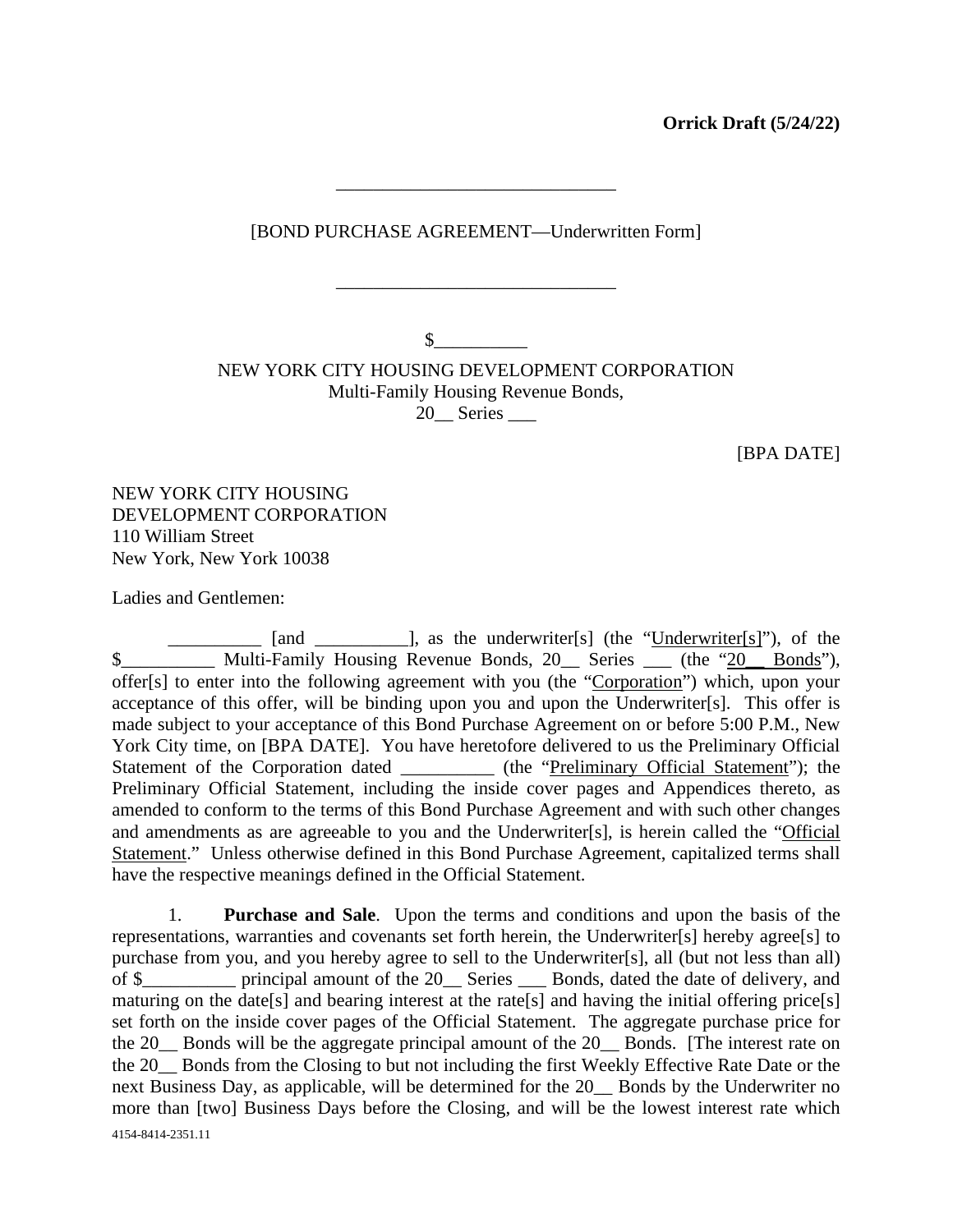**Orrick Draft (5/24/22)**

______________________________

[BOND PURCHASE AGREEMENT—Underwritten Form]

______________________________

$__________

NEW YORK CITY HOUSING DEVELOPMENT CORPORATION
Multi-Family Housing Revenue Bonds,
20__ Series ___

[BPA DATE]

NEW YORK CITY HOUSING
DEVELOPMENT CORPORATION
110 William Street
New York, New York 10038

Ladies and Gentlemen:

__________ [and __________], as the underwriter[s] (the "Underwriter[s]"), of the $__________ Multi-Family Housing Revenue Bonds, 20__ Series ___ (the "20__ Bonds"), offer[s] to enter into the following agreement with you (the "Corporation") which, upon your acceptance of this offer, will be binding upon you and upon the Underwriter[s]. This offer is made subject to your acceptance of this Bond Purchase Agreement on or before 5:00 P.M., New York City time, on [BPA DATE]. You have heretofore delivered to us the Preliminary Official Statement of the Corporation dated __________ (the "Preliminary Official Statement"); the Preliminary Official Statement, including the inside cover pages and Appendices thereto, as amended to conform to the terms of this Bond Purchase Agreement and with such other changes and amendments as are agreeable to you and the Underwriter[s], is herein called the "Official Statement." Unless otherwise defined in this Bond Purchase Agreement, capitalized terms shall have the respective meanings defined in the Official Statement.

1. **Purchase and Sale**. Upon the terms and conditions and upon the basis of the representations, warranties and covenants set forth herein, the Underwriter[s] hereby agree[s] to purchase from you, and you hereby agree to sell to the Underwriter[s], all (but not less than all) of $__________ principal amount of the 20__ Series ___ Bonds, dated the date of delivery, and maturing on the date[s] and bearing interest at the rate[s] and having the initial offering price[s] set forth on the inside cover pages of the Official Statement. The aggregate purchase price for the 20__ Bonds will be the aggregate principal amount of the 20__ Bonds. [The interest rate on the 20__ Bonds from the Closing to but not including the first Weekly Effective Rate Date or the next Business Day, as applicable, will be determined for the 20__ Bonds by the Underwriter no more than [two] Business Days before the Closing, and will be the lowest interest rate which

4154-8414-2351.11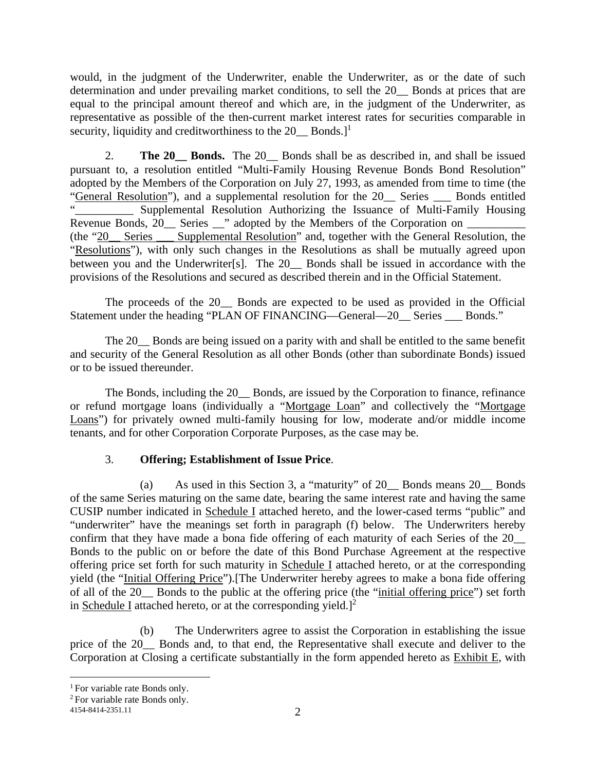would, in the judgment of the Underwriter, enable the Underwriter, as or the date of such determination and under prevailing market conditions, to sell the 20__ Bonds at prices that are equal to the principal amount thereof and which are, in the judgment of the Underwriter, as representative as possible of the then-current market interest rates for securities comparable in security, liquidity and creditworthiness to the 20__ Bonds.][1]

2. **The 20__ Bonds.** The 20__ Bonds shall be as described in, and shall be issued pursuant to, a resolution entitled "Multi-Family Housing Revenue Bonds Bond Resolution" adopted by the Members of the Corporation on July 27, 1993, as amended from time to time (the "General Resolution"), and a supplemental resolution for the 20__ Series ___ Bonds entitled "__________ Supplemental Resolution Authorizing the Issuance of Multi-Family Housing Revenue Bonds, 20__ Series __" adopted by the Members of the Corporation on __________ (the "20__ Series ___ Supplemental Resolution" and, together with the General Resolution, the "Resolutions"), with only such changes in the Resolutions as shall be mutually agreed upon between you and the Underwriter[s]. The 20__ Bonds shall be issued in accordance with the provisions of the Resolutions and secured as described therein and in the Official Statement.

The proceeds of the 20__ Bonds are expected to be used as provided in the Official Statement under the heading "PLAN OF FINANCING—General—20__ Series ___ Bonds."

The 20__ Bonds are being issued on a parity with and shall be entitled to the same benefit and security of the General Resolution as all other Bonds (other than subordinate Bonds) issued or to be issued thereunder.

The Bonds, including the 20__ Bonds, are issued by the Corporation to finance, refinance or refund mortgage loans (individually a "Mortgage Loan" and collectively the "Mortgage Loans") for privately owned multi-family housing for low, moderate and/or middle income tenants, and for other Corporation Corporate Purposes, as the case may be.

3. **Offering; Establishment of Issue Price**.

(a) As used in this Section 3, a "maturity" of 20__ Bonds means 20__ Bonds of the same Series maturing on the same date, bearing the same interest rate and having the same CUSIP number indicated in Schedule I attached hereto, and the lower-cased terms "public" and "underwriter" have the meanings set forth in paragraph (f) below. The Underwriters hereby confirm that they have made a bona fide offering of each maturity of each Series of the 20__ Bonds to the public on or before the date of this Bond Purchase Agreement at the respective offering price set forth for such maturity in Schedule I attached hereto, or at the corresponding yield (the "Initial Offering Price").[The Underwriter hereby agrees to make a bona fide offering of all of the 20__ Bonds to the public at the offering price (the "initial offering price") set forth in Schedule I attached hereto, or at the corresponding yield.][2]

(b) The Underwriters agree to assist the Corporation in establishing the issue price of the 20__ Bonds and, to that end, the Representative shall execute and deliver to the Corporation at Closing a certificate substantially in the form appended hereto as Exhibit E, with

---

[1] For variable rate Bonds only.

[2] For variable rate Bonds only.

4154-8414-2351.11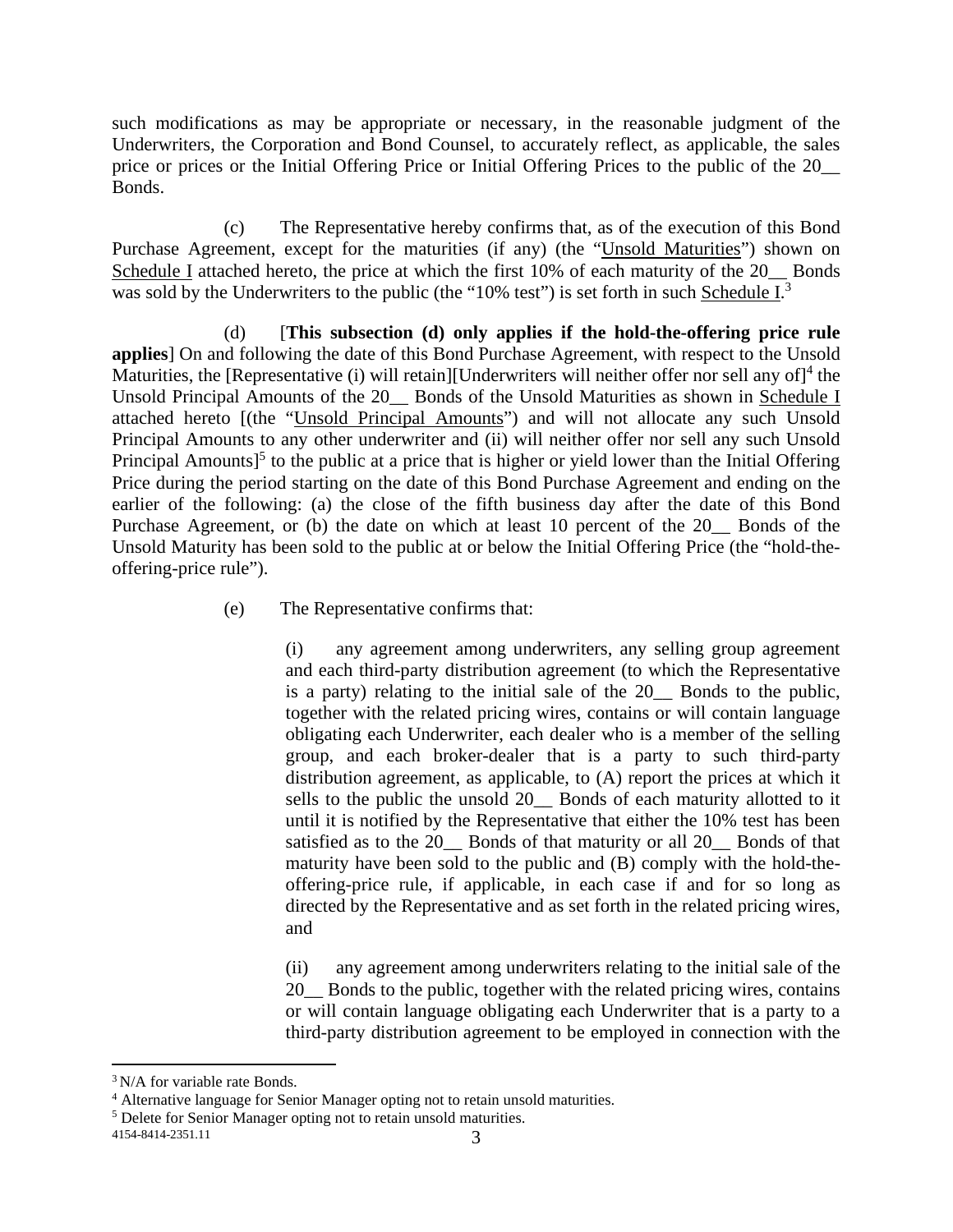such modifications as may be appropriate or necessary, in the reasonable judgment of the Underwriters, the Corporation and Bond Counsel, to accurately reflect, as applicable, the sales price or prices or the Initial Offering Price or Initial Offering Prices to the public of the 20__ Bonds.

(c) The Representative hereby confirms that, as of the execution of this Bond Purchase Agreement, except for the maturities (if any) (the "Unsold Maturities") shown on Schedule I attached hereto, the price at which the first 10% of each maturity of the 20__ Bonds was sold by the Underwriters to the public (the "10% test") is set forth in such Schedule I.[3]

(d) [**This subsection (d) only applies if the hold-the-offering price rule applies**] On and following the date of this Bond Purchase Agreement, with respect to the Unsold Maturities, the [Representative (i) will retain][Underwriters will neither offer nor sell any of][4] the Unsold Principal Amounts of the 20__ Bonds of the Unsold Maturities as shown in Schedule I attached hereto [(the "Unsold Principal Amounts") and will not allocate any such Unsold Principal Amounts to any other underwriter and (ii) will neither offer nor sell any such Unsold Principal Amounts][5] to the public at a price that is higher or yield lower than the Initial Offering Price during the period starting on the date of this Bond Purchase Agreement and ending on the earlier of the following: (a) the close of the fifth business day after the date of this Bond Purchase Agreement, or (b) the date on which at least 10 percent of the 20__ Bonds of the Unsold Maturity has been sold to the public at or below the Initial Offering Price (the "hold-the-offering-price rule").

(e) The Representative confirms that:

(i) any agreement among underwriters, any selling group agreement and each third-party distribution agreement (to which the Representative is a party) relating to the initial sale of the 20__ Bonds to the public, together with the related pricing wires, contains or will contain language obligating each Underwriter, each dealer who is a member of the selling group, and each broker-dealer that is a party to such third-party distribution agreement, as applicable, to (A) report the prices at which it sells to the public the unsold 20__ Bonds of each maturity allotted to it until it is notified by the Representative that either the 10% test has been satisfied as to the 20__ Bonds of that maturity or all 20__ Bonds of that maturity have been sold to the public and (B) comply with the hold-the-offering-price rule, if applicable, in each case if and for so long as directed by the Representative and as set forth in the related pricing wires, and

(ii) any agreement among underwriters relating to the initial sale of the 20__ Bonds to the public, together with the related pricing wires, contains or will contain language obligating each Underwriter that is a party to a third-party distribution agreement to be employed in connection with the

---

[3] N/A for variable rate Bonds.

[4] Alternative language for Senior Manager opting not to retain unsold maturities.

[5] Delete for Senior Manager opting not to retain unsold maturities.

4154-8414-2351.11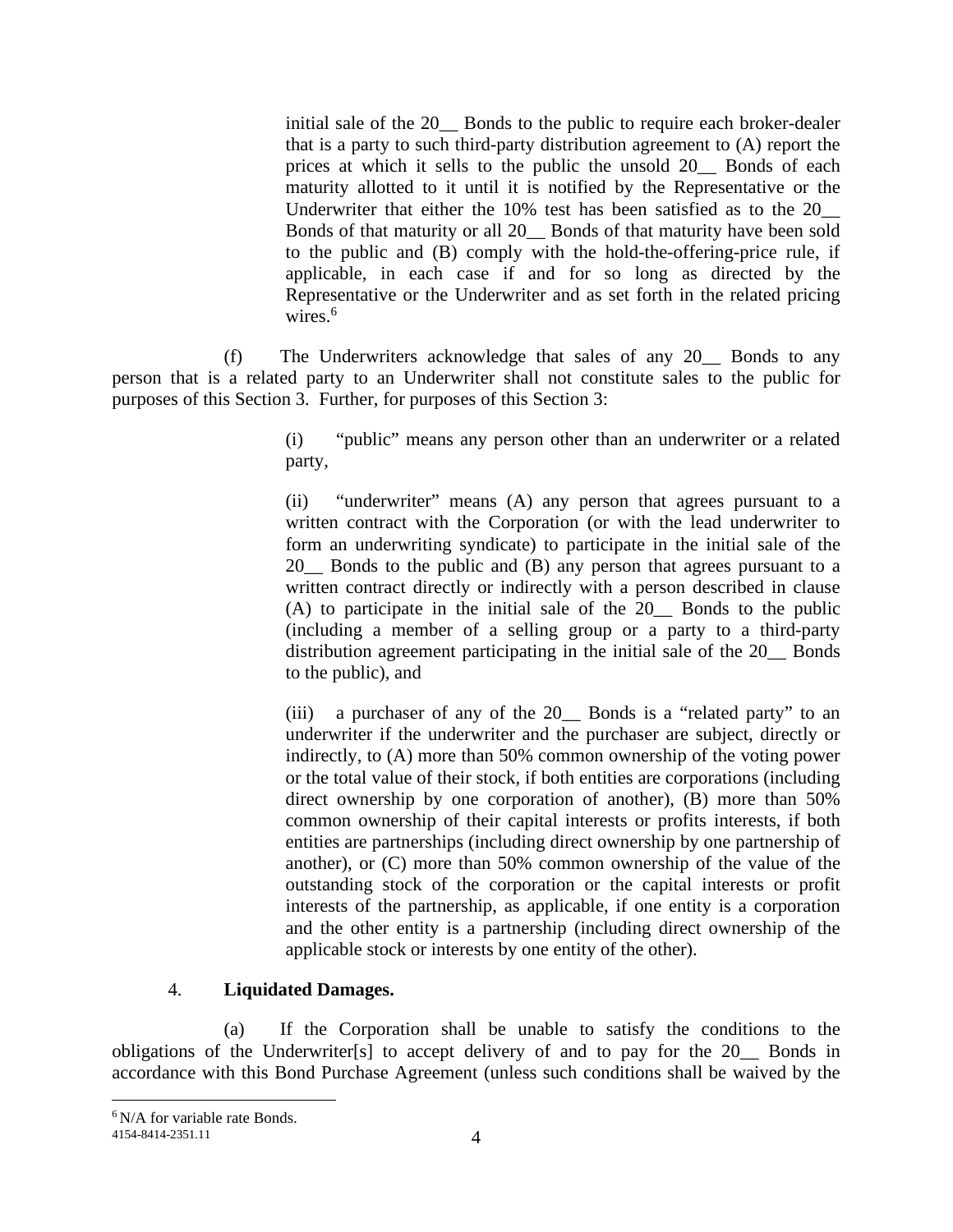initial sale of the 20__ Bonds to the public to require each broker-dealer that is a party to such third-party distribution agreement to (A) report the prices at which it sells to the public the unsold 20__ Bonds of each maturity allotted to it until it is notified by the Representative or the Underwriter that either the 10% test has been satisfied as to the 20__ Bonds of that maturity or all 20__ Bonds of that maturity have been sold to the public and (B) comply with the hold-the-offering-price rule, if applicable, in each case if and for so long as directed by the Representative or the Underwriter and as set forth in the related pricing wires.[6]

(f) The Underwriters acknowledge that sales of any 20__ Bonds to any person that is a related party to an Underwriter shall not constitute sales to the public for purposes of this Section 3. Further, for purposes of this Section 3:

(i) "public" means any person other than an underwriter or a related party,

(ii) "underwriter" means (A) any person that agrees pursuant to a written contract with the Corporation (or with the lead underwriter to form an underwriting syndicate) to participate in the initial sale of the 20__ Bonds to the public and (B) any person that agrees pursuant to a written contract directly or indirectly with a person described in clause (A) to participate in the initial sale of the 20__ Bonds to the public (including a member of a selling group or a party to a third-party distribution agreement participating in the initial sale of the 20__ Bonds to the public), and

(iii) a purchaser of any of the 20__ Bonds is a "related party" to an underwriter if the underwriter and the purchaser are subject, directly or indirectly, to (A) more than 50% common ownership of the voting power or the total value of their stock, if both entities are corporations (including direct ownership by one corporation of another), (B) more than 50% common ownership of their capital interests or profits interests, if both entities are partnerships (including direct ownership by one partnership of another), or (C) more than 50% common ownership of the value of the outstanding stock of the corporation or the capital interests or profit interests of the partnership, as applicable, if one entity is a corporation and the other entity is a partnership (including direct ownership of the applicable stock or interests by one entity of the other).

4. **Liquidated Damages.**

(a) If the Corporation shall be unable to satisfy the conditions to the obligations of the Underwriter[s] to accept delivery of and to pay for the 20__ Bonds in accordance with this Bond Purchase Agreement (unless such conditions shall be waived by the

[6] N/A for variable rate Bonds.

4154-8414-2351.11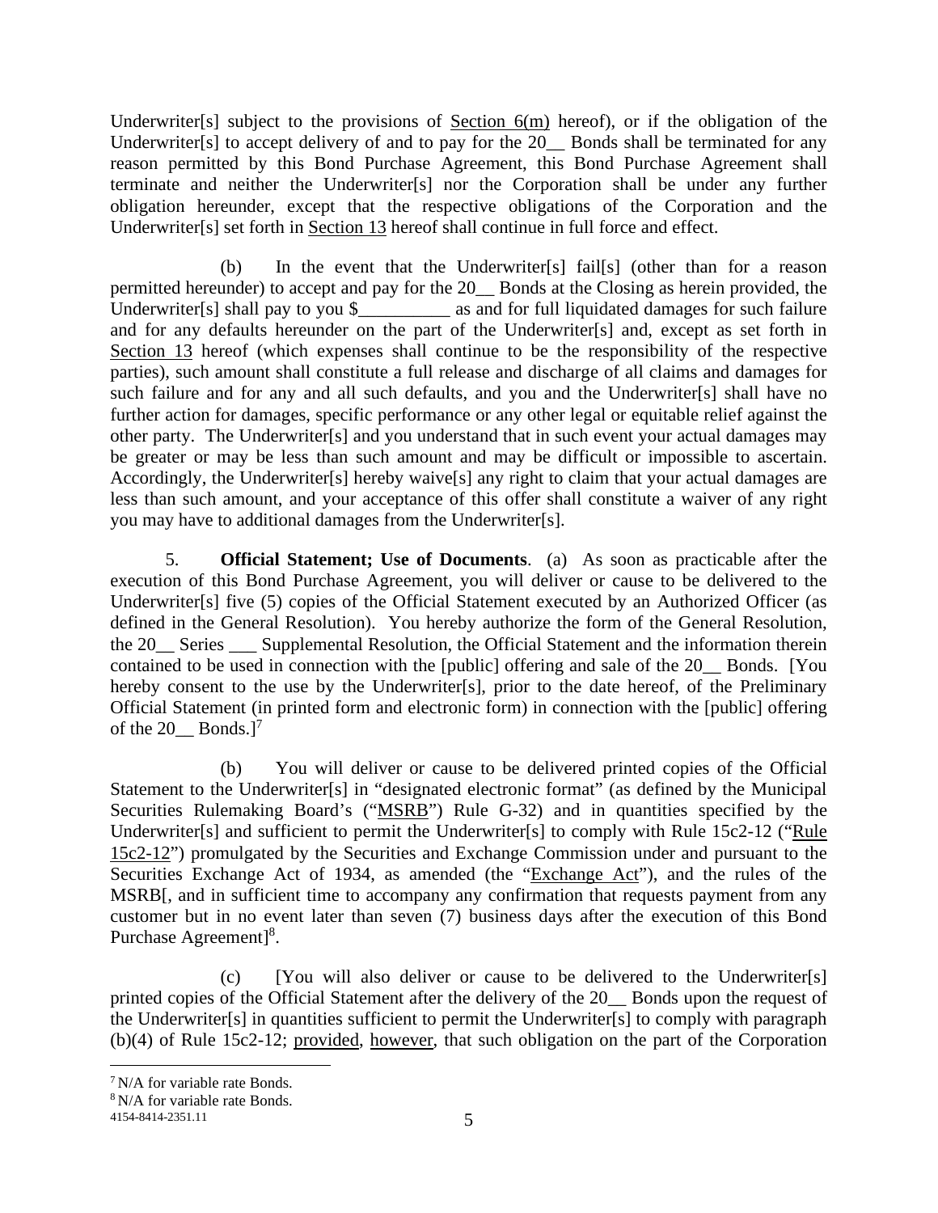Underwriter[s] subject to the provisions of Section 6(m) hereof), or if the obligation of the Underwriter[s] to accept delivery of and to pay for the 20__ Bonds shall be terminated for any reason permitted by this Bond Purchase Agreement, this Bond Purchase Agreement shall terminate and neither the Underwriter[s] nor the Corporation shall be under any further obligation hereunder, except that the respective obligations of the Corporation and the Underwriter[s] set forth in Section 13 hereof shall continue in full force and effect.

(b) In the event that the Underwriter[s] fail[s] (other than for a reason permitted hereunder) to accept and pay for the 20__ Bonds at the Closing as herein provided, the Underwriter[s] shall pay to you $__________ as and for full liquidated damages for such failure and for any defaults hereunder on the part of the Underwriter[s] and, except as set forth in Section 13 hereof (which expenses shall continue to be the responsibility of the respective parties), such amount shall constitute a full release and discharge of all claims and damages for such failure and for any and all such defaults, and you and the Underwriter[s] shall have no further action for damages, specific performance or any other legal or equitable relief against the other party. The Underwriter[s] and you understand that in such event your actual damages may be greater or may be less than such amount and may be difficult or impossible to ascertain. Accordingly, the Underwriter[s] hereby waive[s] any right to claim that your actual damages are less than such amount, and your acceptance of this offer shall constitute a waiver of any right you may have to additional damages from the Underwriter[s].

5. **Official Statement; Use of Documents**. (a) As soon as practicable after the execution of this Bond Purchase Agreement, you will deliver or cause to be delivered to the Underwriter[s] five (5) copies of the Official Statement executed by an Authorized Officer (as defined in the General Resolution). You hereby authorize the form of the General Resolution, the 20__ Series ___ Supplemental Resolution, the Official Statement and the information therein contained to be used in connection with the [public] offering and sale of the 20__ Bonds. [You hereby consent to the use by the Underwriter[s], prior to the date hereof, of the Preliminary Official Statement (in printed form and electronic form) in connection with the [public] offering of the 20__ Bonds.][7]

(b) You will deliver or cause to be delivered printed copies of the Official Statement to the Underwriter[s] in "designated electronic format" (as defined by the Municipal Securities Rulemaking Board's ("MSRB") Rule G-32) and in quantities specified by the Underwriter[s] and sufficient to permit the Underwriter[s] to comply with Rule 15c2-12 ("Rule 15c2-12") promulgated by the Securities and Exchange Commission under and pursuant to the Securities Exchange Act of 1934, as amended (the "Exchange Act"), and the rules of the MSRB[, and in sufficient time to accompany any confirmation that requests payment from any customer but in no event later than seven (7) business days after the execution of this Bond Purchase Agreement][8].

(c) [You will also deliver or cause to be delivered to the Underwriter[s] printed copies of the Official Statement after the delivery of the 20__ Bonds upon the request of the Underwriter[s] in quantities sufficient to permit the Underwriter[s] to comply with paragraph (b)(4) of Rule 15c2-12; provided, however, that such obligation on the part of the Corporation

[7] N/A for variable rate Bonds.
[8] N/A for variable rate Bonds.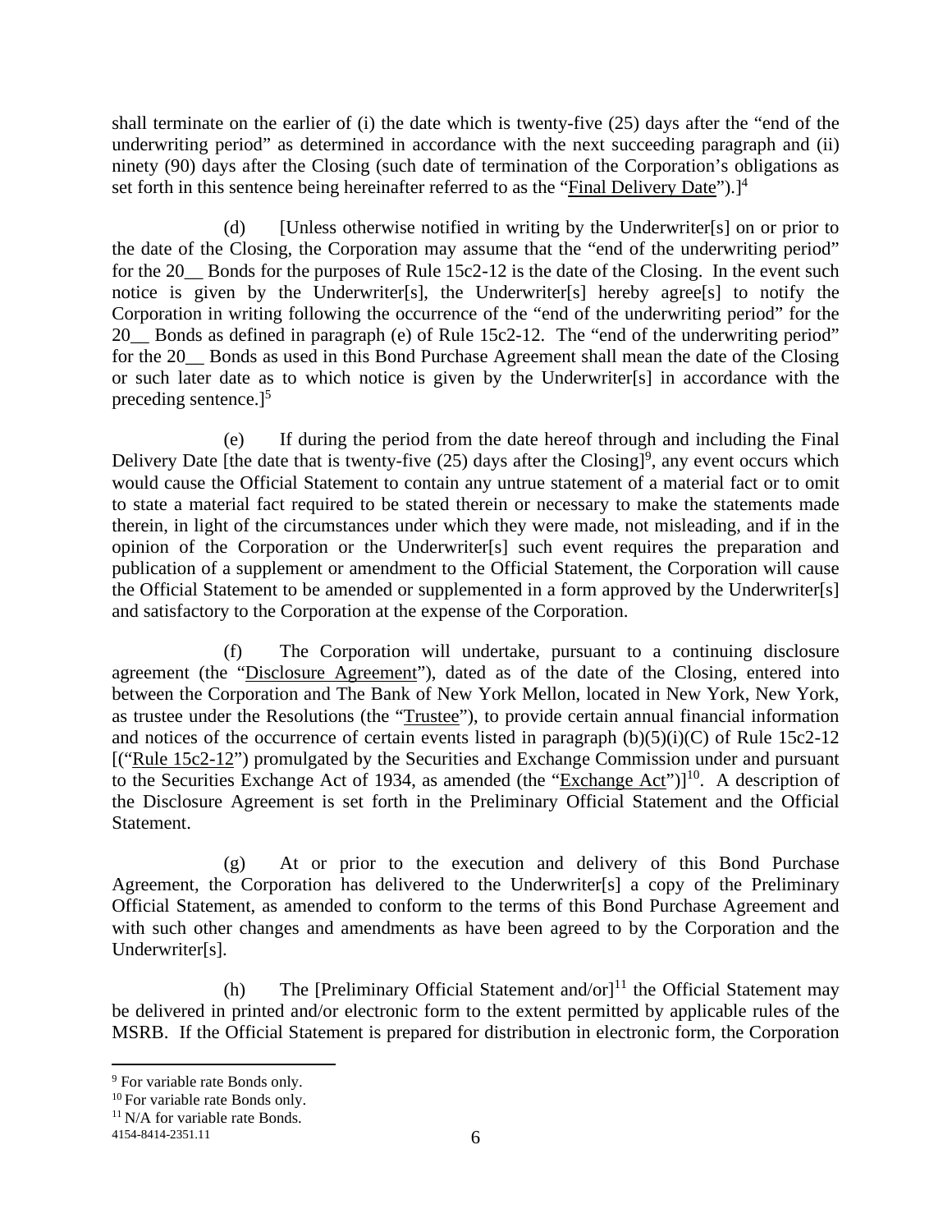shall terminate on the earlier of (i) the date which is twenty-five (25) days after the "end of the underwriting period" as determined in accordance with the next succeeding paragraph and (ii) ninety (90) days after the Closing (such date of termination of the Corporation's obligations as set forth in this sentence being hereinafter referred to as the "Final Delivery Date").][4]

(d) [Unless otherwise notified in writing by the Underwriter[s] on or prior to the date of the Closing, the Corporation may assume that the "end of the underwriting period" for the 20__ Bonds for the purposes of Rule 15c2-12 is the date of the Closing. In the event such notice is given by the Underwriter[s], the Underwriter[s] hereby agree[s] to notify the Corporation in writing following the occurrence of the "end of the underwriting period" for the 20__ Bonds as defined in paragraph (e) of Rule 15c2-12. The "end of the underwriting period" for the 20__ Bonds as used in this Bond Purchase Agreement shall mean the date of the Closing or such later date as to which notice is given by the Underwriter[s] in accordance with the preceding sentence.][5]

(e) If during the period from the date hereof through and including the Final Delivery Date [the date that is twenty-five (25) days after the Closing][9], any event occurs which would cause the Official Statement to contain any untrue statement of a material fact or to omit to state a material fact required to be stated therein or necessary to make the statements made therein, in light of the circumstances under which they were made, not misleading, and if in the opinion of the Corporation or the Underwriter[s] such event requires the preparation and publication of a supplement or amendment to the Official Statement, the Corporation will cause the Official Statement to be amended or supplemented in a form approved by the Underwriter[s] and satisfactory to the Corporation at the expense of the Corporation.

(f) The Corporation will undertake, pursuant to a continuing disclosure agreement (the "Disclosure Agreement"), dated as of the date of the Closing, entered into between the Corporation and The Bank of New York Mellon, located in New York, New York, as trustee under the Resolutions (the "Trustee"), to provide certain annual financial information and notices of the occurrence of certain events listed in paragraph (b)(5)(i)(C) of Rule 15c2-12 [("Rule 15c2-12") promulgated by the Securities and Exchange Commission under and pursuant to the Securities Exchange Act of 1934, as amended (the "Exchange Act")][10]. A description of the Disclosure Agreement is set forth in the Preliminary Official Statement and the Official Statement.

(g) At or prior to the execution and delivery of this Bond Purchase Agreement, the Corporation has delivered to the Underwriter[s] a copy of the Preliminary Official Statement, as amended to conform to the terms of this Bond Purchase Agreement and with such other changes and amendments as have been agreed to by the Corporation and the Underwriter[s].

(h) The [Preliminary Official Statement and/or][11] the Official Statement may be delivered in printed and/or electronic form to the extent permitted by applicable rules of the MSRB. If the Official Statement is prepared for distribution in electronic form, the Corporation

---

[9] For variable rate Bonds only.

[10] For variable rate Bonds only.

[11] N/A for variable rate Bonds.

4154-8414-2351.11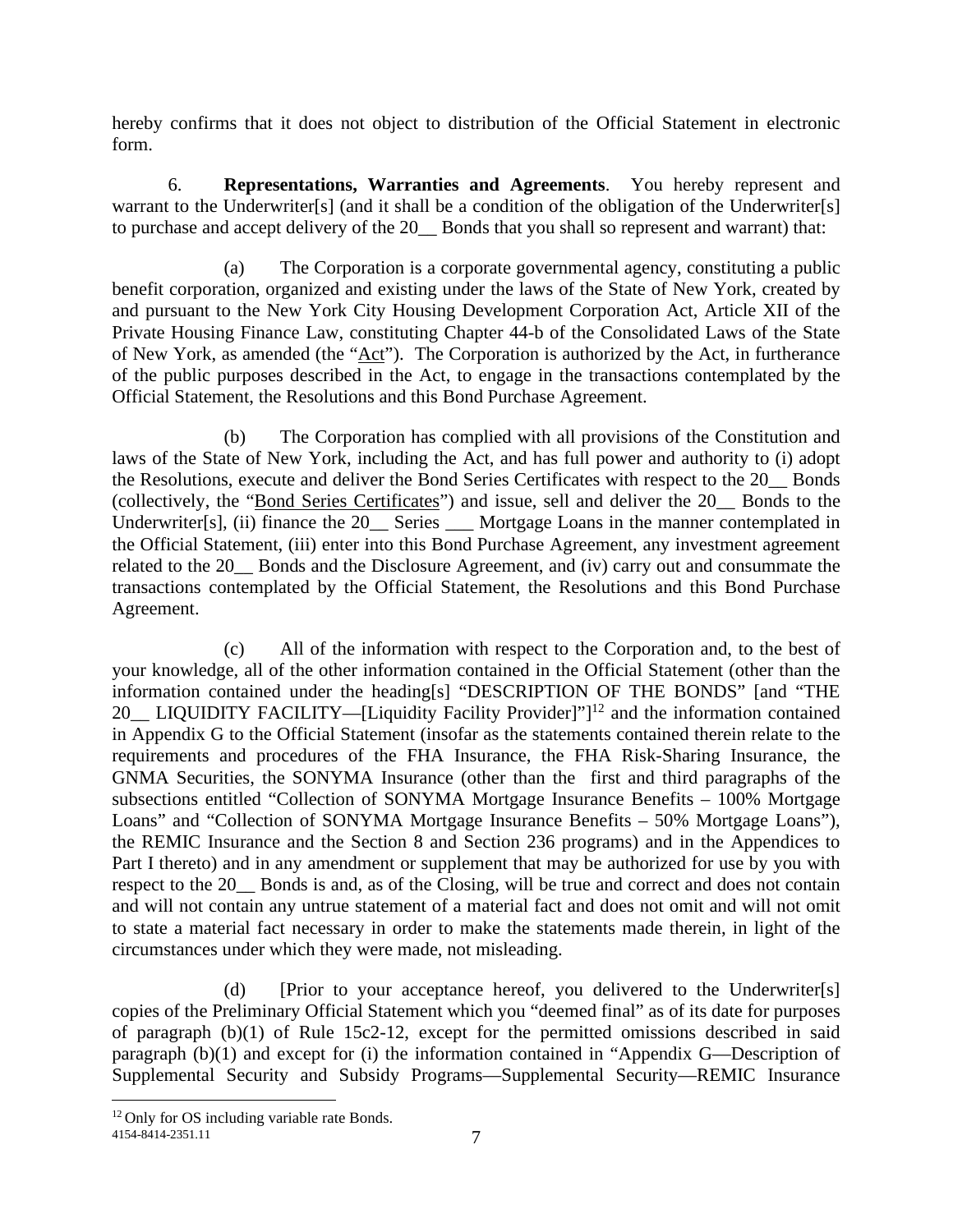hereby confirms that it does not object to distribution of the Official Statement in electronic form.

6. **Representations, Warranties and Agreements**. You hereby represent and warrant to the Underwriter[s] (and it shall be a condition of the obligation of the Underwriter[s] to purchase and accept delivery of the 20__ Bonds that you shall so represent and warrant) that:

(a) The Corporation is a corporate governmental agency, constituting a public benefit corporation, organized and existing under the laws of the State of New York, created by and pursuant to the New York City Housing Development Corporation Act, Article XII of the Private Housing Finance Law, constituting Chapter 44-b of the Consolidated Laws of the State of New York, as amended (the "Act"). The Corporation is authorized by the Act, in furtherance of the public purposes described in the Act, to engage in the transactions contemplated by the Official Statement, the Resolutions and this Bond Purchase Agreement.

(b) The Corporation has complied with all provisions of the Constitution and laws of the State of New York, including the Act, and has full power and authority to (i) adopt the Resolutions, execute and deliver the Bond Series Certificates with respect to the 20__ Bonds (collectively, the "Bond Series Certificates") and issue, sell and deliver the 20__ Bonds to the Underwriter[s], (ii) finance the 20__ Series ___ Mortgage Loans in the manner contemplated in the Official Statement, (iii) enter into this Bond Purchase Agreement, any investment agreement related to the 20__ Bonds and the Disclosure Agreement, and (iv) carry out and consummate the transactions contemplated by the Official Statement, the Resolutions and this Bond Purchase Agreement.

(c) All of the information with respect to the Corporation and, to the best of your knowledge, all of the other information contained in the Official Statement (other than the information contained under the heading[s] "DESCRIPTION OF THE BONDS" [and "THE 20__ LIQUIDITY FACILITY—[Liquidity Facility Provider]"][12] and the information contained in Appendix G to the Official Statement (insofar as the statements contained therein relate to the requirements and procedures of the FHA Insurance, the FHA Risk-Sharing Insurance, the GNMA Securities, the SONYMA Insurance (other than the first and third paragraphs of the subsections entitled "Collection of SONYMA Mortgage Insurance Benefits – 100% Mortgage Loans" and "Collection of SONYMA Mortgage Insurance Benefits – 50% Mortgage Loans"), the REMIC Insurance and the Section 8 and Section 236 programs) and in the Appendices to Part I thereto) and in any amendment or supplement that may be authorized for use by you with respect to the 20__ Bonds is and, as of the Closing, will be true and correct and does not contain and will not contain any untrue statement of a material fact and does not omit and will not omit to state a material fact necessary in order to make the statements made therein, in light of the circumstances under which they were made, not misleading.

(d) [Prior to your acceptance hereof, you delivered to the Underwriter[s] copies of the Preliminary Official Statement which you "deemed final" as of its date for purposes of paragraph (b)(1) of Rule 15c2-12, except for the permitted omissions described in said paragraph (b)(1) and except for (i) the information contained in "Appendix G—Description of Supplemental Security and Subsidy Programs—Supplemental Security—REMIC Insurance

[12] Only for OS including variable rate Bonds.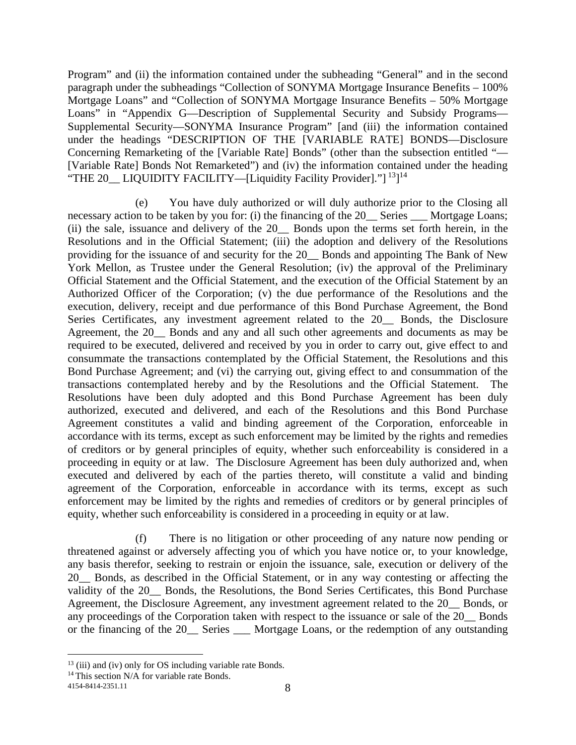Program" and (ii) the information contained under the subheading "General" and in the second paragraph under the subheadings "Collection of SONYMA Mortgage Insurance Benefits – 100% Mortgage Loans" and "Collection of SONYMA Mortgage Insurance Benefits – 50% Mortgage Loans" in "Appendix G—Description of Supplemental Security and Subsidy Programs—Supplemental Security—SONYMA Insurance Program" [and (iii) the information contained under the headings "DESCRIPTION OF THE [VARIABLE RATE] BONDS—Disclosure Concerning Remarketing of the [Variable Rate] Bonds" (other than the subsection entitled "—[Variable Rate] Bonds Not Remarketed") and (iv) the information contained under the heading "THE 20__ LIQUIDITY FACILITY—[Liquidity Facility Provider]."] [13]][14]

(e) You have duly authorized or will duly authorize prior to the Closing all necessary action to be taken by you for: (i) the financing of the 20__ Series ___ Mortgage Loans; (ii) the sale, issuance and delivery of the 20__ Bonds upon the terms set forth herein, in the Resolutions and in the Official Statement; (iii) the adoption and delivery of the Resolutions providing for the issuance of and security for the 20__ Bonds and appointing The Bank of New York Mellon, as Trustee under the General Resolution; (iv) the approval of the Preliminary Official Statement and the Official Statement, and the execution of the Official Statement by an Authorized Officer of the Corporation; (v) the due performance of the Resolutions and the execution, delivery, receipt and due performance of this Bond Purchase Agreement, the Bond Series Certificates, any investment agreement related to the 20__ Bonds, the Disclosure Agreement, the 20__ Bonds and any and all such other agreements and documents as may be required to be executed, delivered and received by you in order to carry out, give effect to and consummate the transactions contemplated by the Official Statement, the Resolutions and this Bond Purchase Agreement; and (vi) the carrying out, giving effect to and consummation of the transactions contemplated hereby and by the Resolutions and the Official Statement. The Resolutions have been duly adopted and this Bond Purchase Agreement has been duly authorized, executed and delivered, and each of the Resolutions and this Bond Purchase Agreement constitutes a valid and binding agreement of the Corporation, enforceable in accordance with its terms, except as such enforcement may be limited by the rights and remedies of creditors or by general principles of equity, whether such enforceability is considered in a proceeding in equity or at law. The Disclosure Agreement has been duly authorized and, when executed and delivered by each of the parties thereto, will constitute a valid and binding agreement of the Corporation, enforceable in accordance with its terms, except as such enforcement may be limited by the rights and remedies of creditors or by general principles of equity, whether such enforceability is considered in a proceeding in equity or at law.

(f) There is no litigation or other proceeding of any nature now pending or threatened against or adversely affecting you of which you have notice or, to your knowledge, any basis therefor, seeking to restrain or enjoin the issuance, sale, execution or delivery of the 20__ Bonds, as described in the Official Statement, or in any way contesting or affecting the validity of the 20__ Bonds, the Resolutions, the Bond Series Certificates, this Bond Purchase Agreement, the Disclosure Agreement, any investment agreement related to the 20__ Bonds, or any proceedings of the Corporation taken with respect to the issuance or sale of the 20__ Bonds or the financing of the 20__ Series ___ Mortgage Loans, or the redemption of any outstanding

---

[13] (iii) and (iv) only for OS including variable rate Bonds.

[14] This section N/A for variable rate Bonds.

4154-8414-2351.11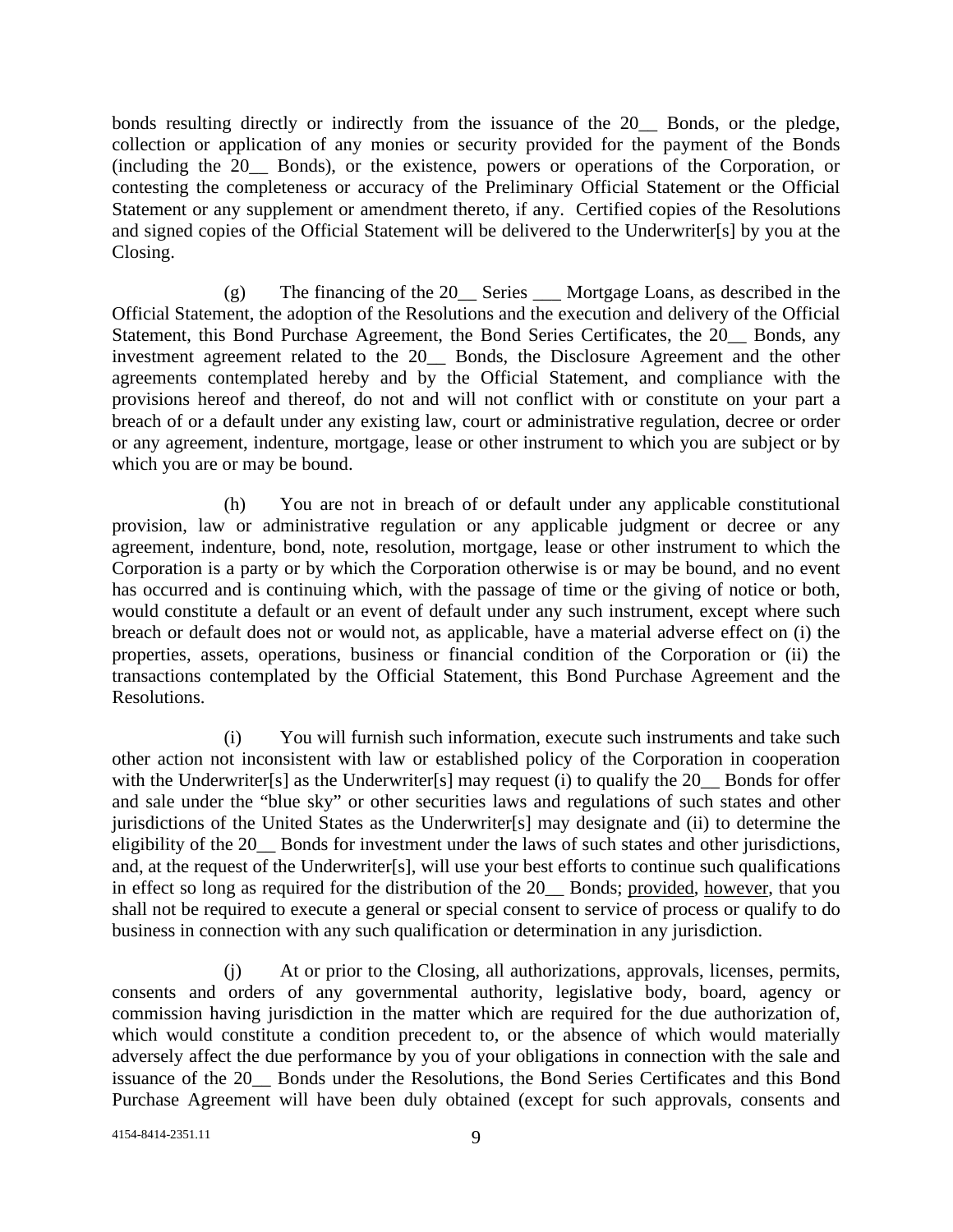bonds resulting directly or indirectly from the issuance of the 20__ Bonds, or the pledge, collection or application of any monies or security provided for the payment of the Bonds (including the 20__ Bonds), or the existence, powers or operations of the Corporation, or contesting the completeness or accuracy of the Preliminary Official Statement or the Official Statement or any supplement or amendment thereto, if any. Certified copies of the Resolutions and signed copies of the Official Statement will be delivered to the Underwriter[s] by you at the Closing.

(g) The financing of the 20__ Series ___ Mortgage Loans, as described in the Official Statement, the adoption of the Resolutions and the execution and delivery of the Official Statement, this Bond Purchase Agreement, the Bond Series Certificates, the 20__ Bonds, any investment agreement related to the 20__ Bonds, the Disclosure Agreement and the other agreements contemplated hereby and by the Official Statement, and compliance with the provisions hereof and thereof, do not and will not conflict with or constitute on your part a breach of or a default under any existing law, court or administrative regulation, decree or order or any agreement, indenture, mortgage, lease or other instrument to which you are subject or by which you are or may be bound.

(h) You are not in breach of or default under any applicable constitutional provision, law or administrative regulation or any applicable judgment or decree or any agreement, indenture, bond, note, resolution, mortgage, lease or other instrument to which the Corporation is a party or by which the Corporation otherwise is or may be bound, and no event has occurred and is continuing which, with the passage of time or the giving of notice or both, would constitute a default or an event of default under any such instrument, except where such breach or default does not or would not, as applicable, have a material adverse effect on (i) the properties, assets, operations, business or financial condition of the Corporation or (ii) the transactions contemplated by the Official Statement, this Bond Purchase Agreement and the Resolutions.

(i) You will furnish such information, execute such instruments and take such other action not inconsistent with law or established policy of the Corporation in cooperation with the Underwriter[s] as the Underwriter[s] may request (i) to qualify the 20__ Bonds for offer and sale under the "blue sky" or other securities laws and regulations of such states and other jurisdictions of the United States as the Underwriter[s] may designate and (ii) to determine the eligibility of the 20__ Bonds for investment under the laws of such states and other jurisdictions, and, at the request of the Underwriter[s], will use your best efforts to continue such qualifications in effect so long as required for the distribution of the 20__ Bonds; provided, however, that you shall not be required to execute a general or special consent to service of process or qualify to do business in connection with any such qualification or determination in any jurisdiction.

(j) At or prior to the Closing, all authorizations, approvals, licenses, permits, consents and orders of any governmental authority, legislative body, board, agency or commission having jurisdiction in the matter which are required for the due authorization of, which would constitute a condition precedent to, or the absence of which would materially adversely affect the due performance by you of your obligations in connection with the sale and issuance of the 20__ Bonds under the Resolutions, the Bond Series Certificates and this Bond Purchase Agreement will have been duly obtained (except for such approvals, consents and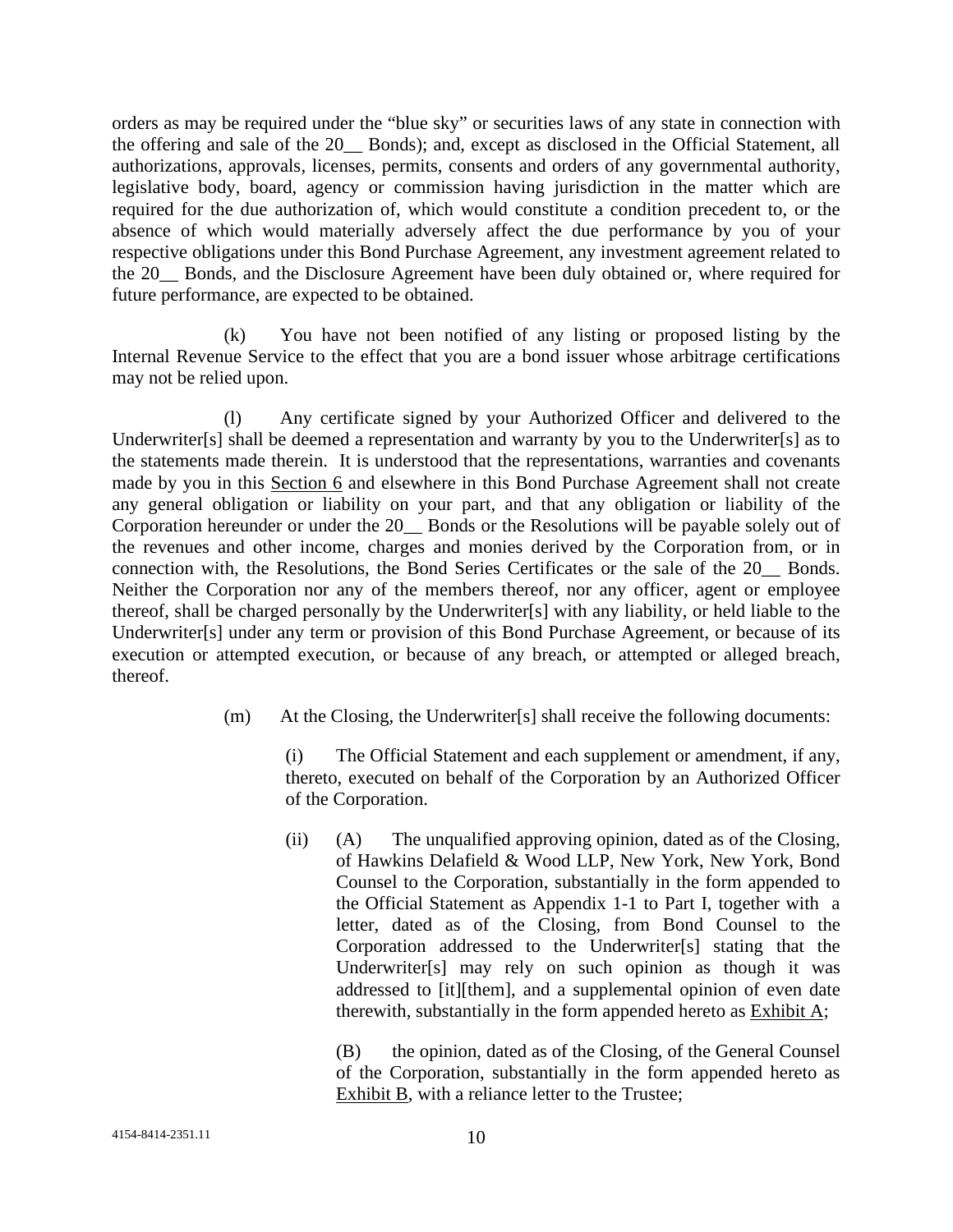orders as may be required under the "blue sky" or securities laws of any state in connection with the offering and sale of the 20__ Bonds); and, except as disclosed in the Official Statement, all authorizations, approvals, licenses, permits, consents and orders of any governmental authority, legislative body, board, agency or commission having jurisdiction in the matter which are required for the due authorization of, which would constitute a condition precedent to, or the absence of which would materially adversely affect the due performance by you of your respective obligations under this Bond Purchase Agreement, any investment agreement related to the 20__ Bonds, and the Disclosure Agreement have been duly obtained or, where required for future performance, are expected to be obtained.

(k) You have not been notified of any listing or proposed listing by the Internal Revenue Service to the effect that you are a bond issuer whose arbitrage certifications may not be relied upon.

(l) Any certificate signed by your Authorized Officer and delivered to the Underwriter[s] shall be deemed a representation and warranty by you to the Underwriter[s] as to the statements made therein. It is understood that the representations, warranties and covenants made by you in this Section 6 and elsewhere in this Bond Purchase Agreement shall not create any general obligation or liability on your part, and that any obligation or liability of the Corporation hereunder or under the 20__ Bonds or the Resolutions will be payable solely out of the revenues and other income, charges and monies derived by the Corporation from, or in connection with, the Resolutions, the Bond Series Certificates or the sale of the 20__ Bonds. Neither the Corporation nor any of the members thereof, nor any officer, agent or employee thereof, shall be charged personally by the Underwriter[s] with any liability, or held liable to the Underwriter[s] under any term or provision of this Bond Purchase Agreement, or because of its execution or attempted execution, or because of any breach, or attempted or alleged breach, thereof.

(m) At the Closing, the Underwriter[s] shall receive the following documents:

(i) The Official Statement and each supplement or amendment, if any, thereto, executed on behalf of the Corporation by an Authorized Officer of the Corporation.

(ii) (A) The unqualified approving opinion, dated as of the Closing, of Hawkins Delafield & Wood LLP, New York, New York, Bond Counsel to the Corporation, substantially in the form appended to the Official Statement as Appendix 1-1 to Part I, together with a letter, dated as of the Closing, from Bond Counsel to the Corporation addressed to the Underwriter[s] stating that the Underwriter[s] may rely on such opinion as though it was addressed to [it][them], and a supplemental opinion of even date therewith, substantially in the form appended hereto as Exhibit A;

(B) the opinion, dated as of the Closing, of the General Counsel of the Corporation, substantially in the form appended hereto as Exhibit B, with a reliance letter to the Trustee;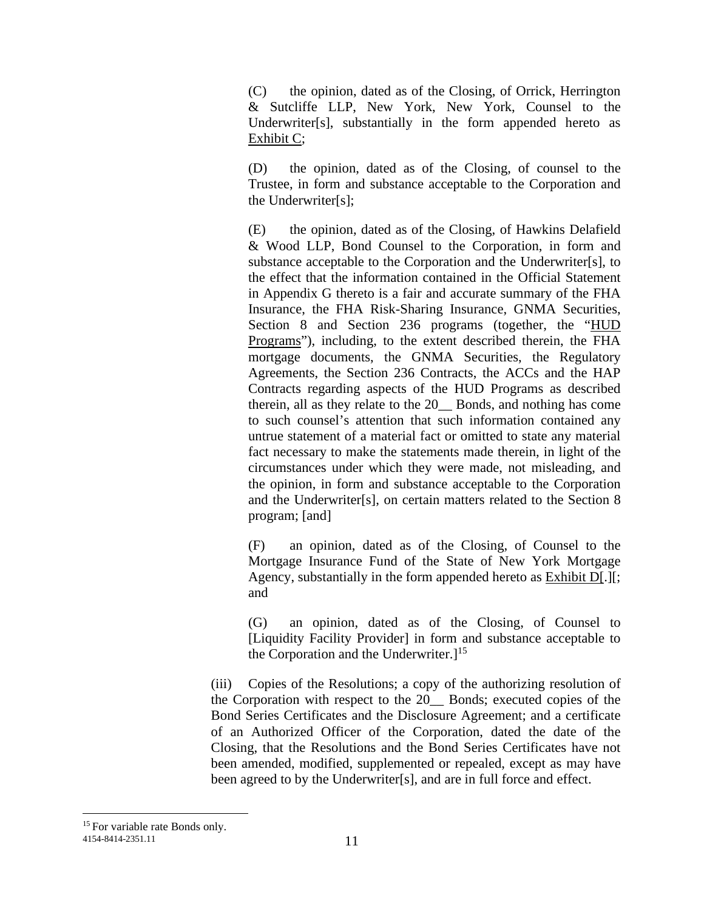(C) the opinion, dated as of the Closing, of Orrick, Herrington & Sutcliffe LLP, New York, New York, Counsel to the Underwriter[s], substantially in the form appended hereto as Exhibit C;

(D) the opinion, dated as of the Closing, of counsel to the Trustee, in form and substance acceptable to the Corporation and the Underwriter[s];

(E) the opinion, dated as of the Closing, of Hawkins Delafield & Wood LLP, Bond Counsel to the Corporation, in form and substance acceptable to the Corporation and the Underwriter[s], to the effect that the information contained in the Official Statement in Appendix G thereto is a fair and accurate summary of the FHA Insurance, the FHA Risk-Sharing Insurance, GNMA Securities, Section 8 and Section 236 programs (together, the "HUD Programs"), including, to the extent described therein, the FHA mortgage documents, the GNMA Securities, the Regulatory Agreements, the Section 236 Contracts, the ACCs and the HAP Contracts regarding aspects of the HUD Programs as described therein, all as they relate to the 20__ Bonds, and nothing has come to such counsel's attention that such information contained any untrue statement of a material fact or omitted to state any material fact necessary to make the statements made therein, in light of the circumstances under which they were made, not misleading, and the opinion, in form and substance acceptable to the Corporation and the Underwriter[s], on certain matters related to the Section 8 program; [and]

(F) an opinion, dated as of the Closing, of Counsel to the Mortgage Insurance Fund of the State of New York Mortgage Agency, substantially in the form appended hereto as Exhibit D[.][; and

(G) an opinion, dated as of the Closing, of Counsel to [Liquidity Facility Provider] in form and substance acceptable to the Corporation and the Underwriter.][15]

(iii) Copies of the Resolutions; a copy of the authorizing resolution of the Corporation with respect to the 20__ Bonds; executed copies of the Bond Series Certificates and the Disclosure Agreement; and a certificate of an Authorized Officer of the Corporation, dated the date of the Closing, that the Resolutions and the Bond Series Certificates have not been amended, modified, supplemented or repealed, except as may have been agreed to by the Underwriter[s], and are in full force and effect.

[15] For variable rate Bonds only.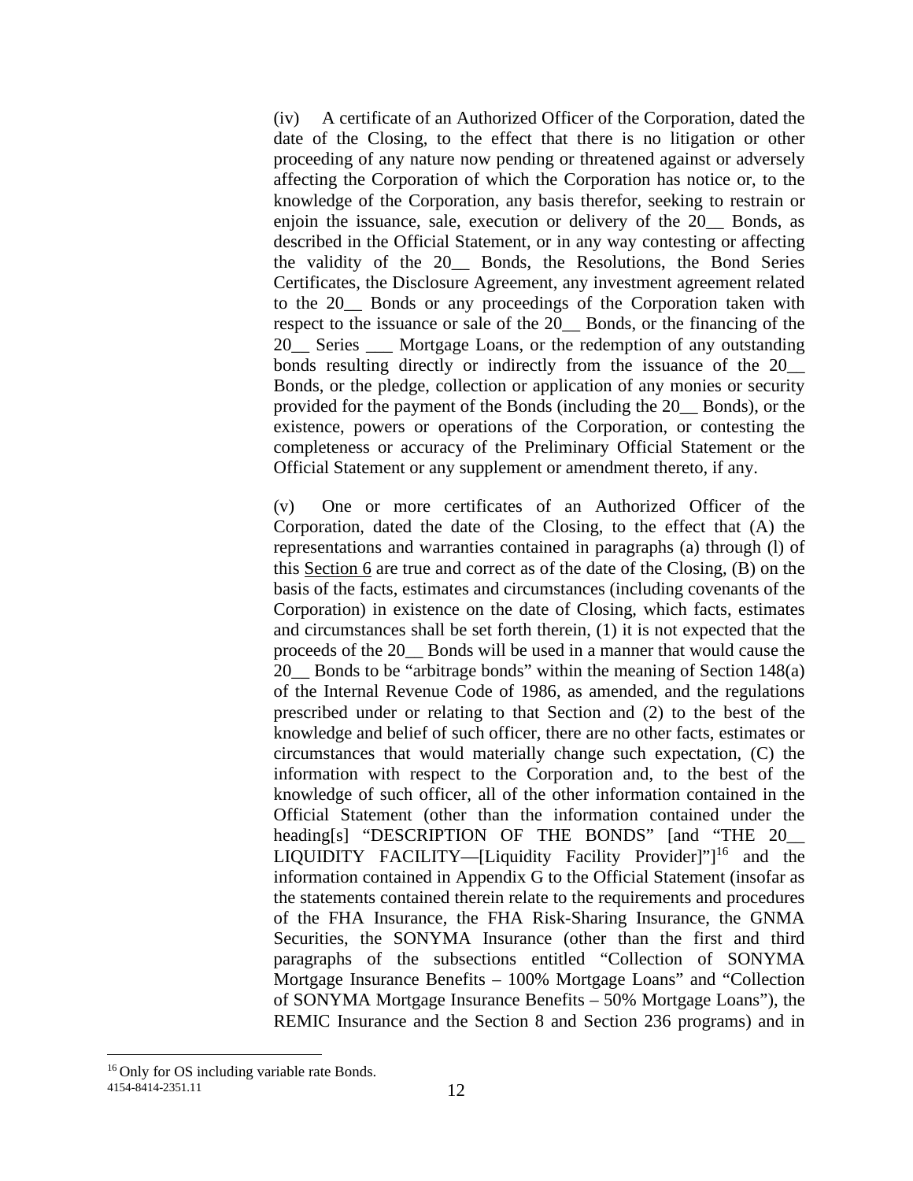(iv) A certificate of an Authorized Officer of the Corporation, dated the date of the Closing, to the effect that there is no litigation or other proceeding of any nature now pending or threatened against or adversely affecting the Corporation of which the Corporation has notice or, to the knowledge of the Corporation, any basis therefor, seeking to restrain or enjoin the issuance, sale, execution or delivery of the 20__ Bonds, as described in the Official Statement, or in any way contesting or affecting the validity of the 20__ Bonds, the Resolutions, the Bond Series Certificates, the Disclosure Agreement, any investment agreement related to the 20__ Bonds or any proceedings of the Corporation taken with respect to the issuance or sale of the 20__ Bonds, or the financing of the 20__ Series ___ Mortgage Loans, or the redemption of any outstanding bonds resulting directly or indirectly from the issuance of the 20__ Bonds, or the pledge, collection or application of any monies or security provided for the payment of the Bonds (including the 20__ Bonds), or the existence, powers or operations of the Corporation, or contesting the completeness or accuracy of the Preliminary Official Statement or the Official Statement or any supplement or amendment thereto, if any.

(v) One or more certificates of an Authorized Officer of the Corporation, dated the date of the Closing, to the effect that (A) the representations and warranties contained in paragraphs (a) through (l) of this Section 6 are true and correct as of the date of the Closing, (B) on the basis of the facts, estimates and circumstances (including covenants of the Corporation) in existence on the date of Closing, which facts, estimates and circumstances shall be set forth therein, (1) it is not expected that the proceeds of the 20__ Bonds will be used in a manner that would cause the 20__ Bonds to be "arbitrage bonds" within the meaning of Section 148(a) of the Internal Revenue Code of 1986, as amended, and the regulations prescribed under or relating to that Section and (2) to the best of the knowledge and belief of such officer, there are no other facts, estimates or circumstances that would materially change such expectation, (C) the information with respect to the Corporation and, to the best of the knowledge of such officer, all of the other information contained in the Official Statement (other than the information contained under the heading[s] "DESCRIPTION OF THE BONDS" [and "THE 20__ LIQUIDITY FACILITY—[Liquidity Facility Provider]"][16] and the information contained in Appendix G to the Official Statement (insofar as the statements contained therein relate to the requirements and procedures of the FHA Insurance, the FHA Risk-Sharing Insurance, the GNMA Securities, the SONYMA Insurance (other than the first and third paragraphs of the subsections entitled "Collection of SONYMA Mortgage Insurance Benefits – 100% Mortgage Loans" and "Collection of SONYMA Mortgage Insurance Benefits – 50% Mortgage Loans"), the REMIC Insurance and the Section 8 and Section 236 programs) and in

[16] Only for OS including variable rate Bonds.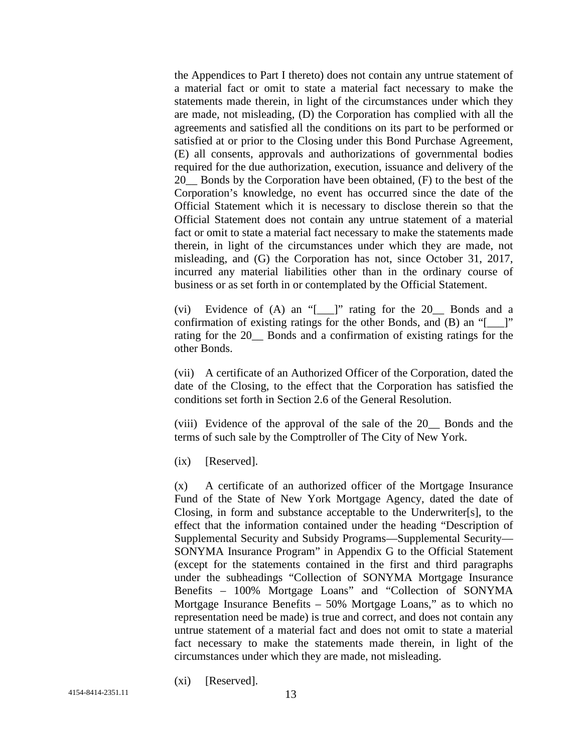the Appendices to Part I thereto) does not contain any untrue statement of a material fact or omit to state a material fact necessary to make the statements made therein, in light of the circumstances under which they are made, not misleading, (D) the Corporation has complied with all the agreements and satisfied all the conditions on its part to be performed or satisfied at or prior to the Closing under this Bond Purchase Agreement, (E) all consents, approvals and authorizations of governmental bodies required for the due authorization, execution, issuance and delivery of the 20__ Bonds by the Corporation have been obtained, (F) to the best of the Corporation's knowledge, no event has occurred since the date of the Official Statement which it is necessary to disclose therein so that the Official Statement does not contain any untrue statement of a material fact or omit to state a material fact necessary to make the statements made therein, in light of the circumstances under which they are made, not misleading, and (G) the Corporation has not, since October 31, 2017, incurred any material liabilities other than in the ordinary course of business or as set forth in or contemplated by the Official Statement.

(vi) Evidence of (A) an "[___]" rating for the 20__ Bonds and a confirmation of existing ratings for the other Bonds, and (B) an "[___]" rating for the 20__ Bonds and a confirmation of existing ratings for the other Bonds.

(vii) A certificate of an Authorized Officer of the Corporation, dated the date of the Closing, to the effect that the Corporation has satisfied the conditions set forth in Section 2.6 of the General Resolution.

(viii) Evidence of the approval of the sale of the 20__ Bonds and the terms of such sale by the Comptroller of The City of New York.

(ix) [Reserved].

(x) A certificate of an authorized officer of the Mortgage Insurance Fund of the State of New York Mortgage Agency, dated the date of Closing, in form and substance acceptable to the Underwriter[s], to the effect that the information contained under the heading "Description of Supplemental Security and Subsidy Programs—Supplemental Security—SONYMA Insurance Program" in Appendix G to the Official Statement (except for the statements contained in the first and third paragraphs under the subheadings "Collection of SONYMA Mortgage Insurance Benefits – 100% Mortgage Loans" and "Collection of SONYMA Mortgage Insurance Benefits – 50% Mortgage Loans," as to which no representation need be made) is true and correct, and does not contain any untrue statement of a material fact and does not omit to state a material fact necessary to make the statements made therein, in light of the circumstances under which they are made, not misleading.

(xi) [Reserved].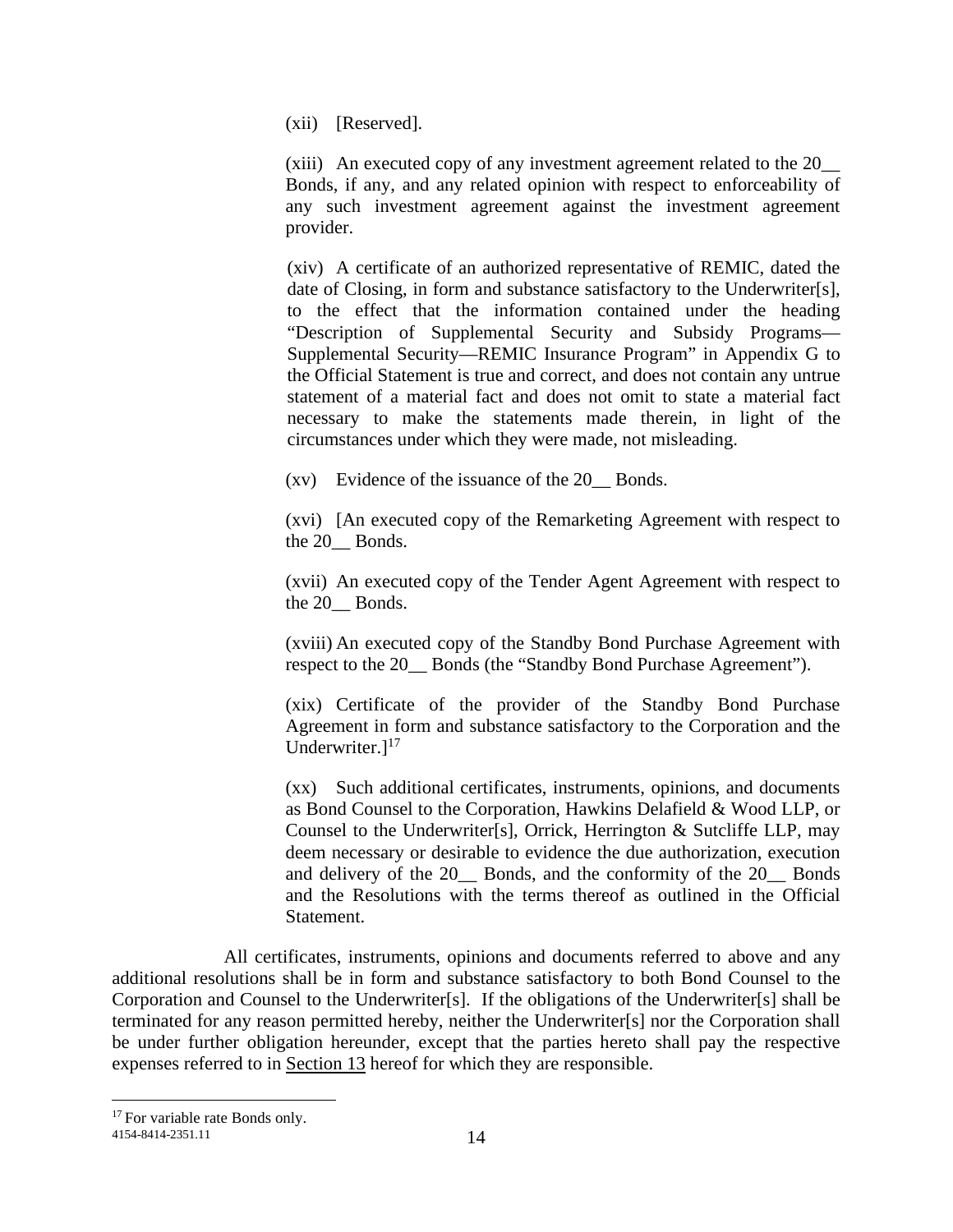(xii) [Reserved].

(xiii) An executed copy of any investment agreement related to the 20__ Bonds, if any, and any related opinion with respect to enforceability of any such investment agreement against the investment agreement provider.

(xiv) A certificate of an authorized representative of REMIC, dated the date of Closing, in form and substance satisfactory to the Underwriter[s], to the effect that the information contained under the heading "Description of Supplemental Security and Subsidy Programs—Supplemental Security—REMIC Insurance Program" in Appendix G to the Official Statement is true and correct, and does not contain any untrue statement of a material fact and does not omit to state a material fact necessary to make the statements made therein, in light of the circumstances under which they were made, not misleading.

(xv) Evidence of the issuance of the 20__ Bonds.

(xvi) [An executed copy of the Remarketing Agreement with respect to the 20__ Bonds.

(xvii) An executed copy of the Tender Agent Agreement with respect to the 20__ Bonds.

(xviii) An executed copy of the Standby Bond Purchase Agreement with respect to the 20__ Bonds (the "Standby Bond Purchase Agreement").

(xix) Certificate of the provider of the Standby Bond Purchase Agreement in form and substance satisfactory to the Corporation and the Underwriter.][17]

(xx) Such additional certificates, instruments, opinions, and documents as Bond Counsel to the Corporation, Hawkins Delafield & Wood LLP, or Counsel to the Underwriter[s], Orrick, Herrington & Sutcliffe LLP, may deem necessary or desirable to evidence the due authorization, execution and delivery of the 20__ Bonds, and the conformity of the 20__ Bonds and the Resolutions with the terms thereof as outlined in the Official Statement.

All certificates, instruments, opinions and documents referred to above and any additional resolutions shall be in form and substance satisfactory to both Bond Counsel to the Corporation and Counsel to the Underwriter[s]. If the obligations of the Underwriter[s] shall be terminated for any reason permitted hereby, neither the Underwriter[s] nor the Corporation shall be under further obligation hereunder, except that the parties hereto shall pay the respective expenses referred to in Section 13 hereof for which they are responsible.

[17] For variable rate Bonds only.

4154-8414-2351.11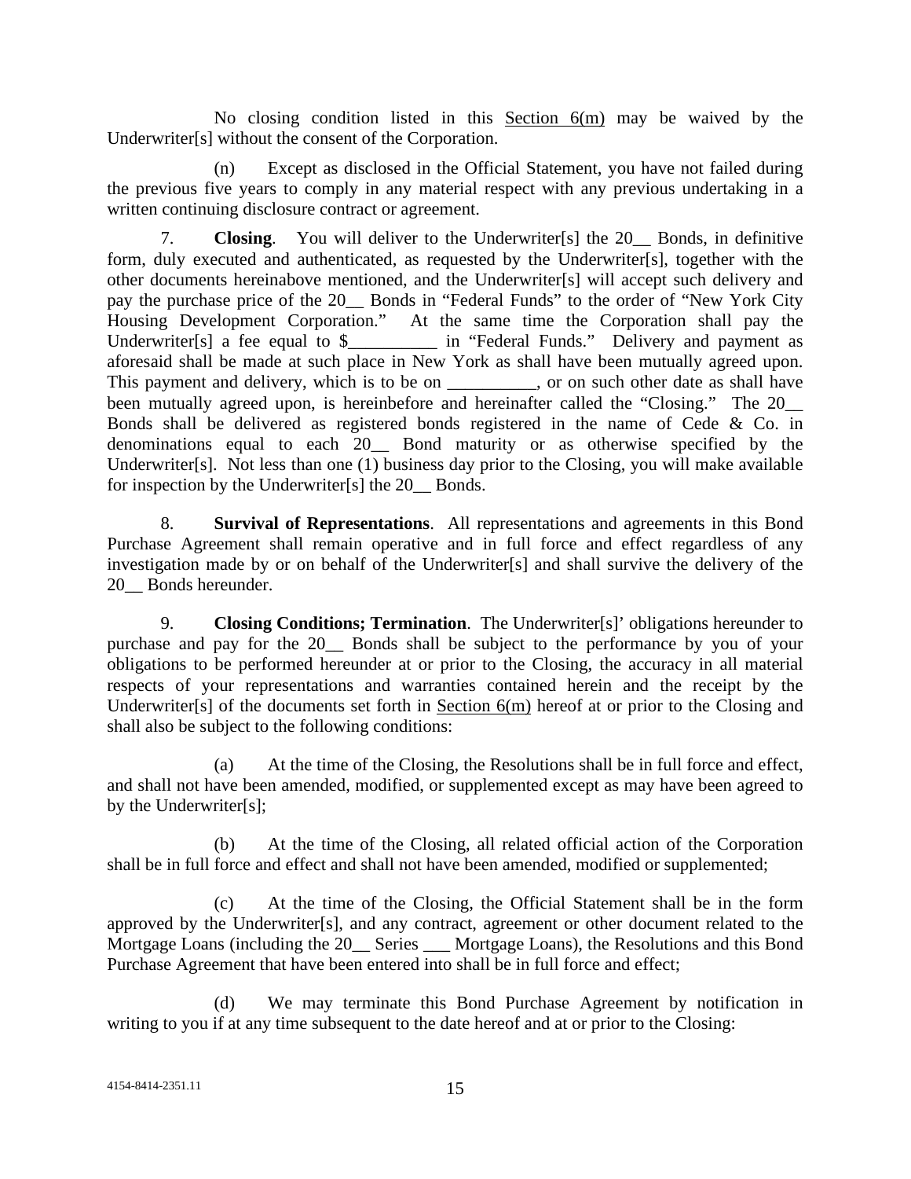No closing condition listed in this Section 6(m) may be waived by the Underwriter[s] without the consent of the Corporation.

(n) Except as disclosed in the Official Statement, you have not failed during the previous five years to comply in any material respect with any previous undertaking in a written continuing disclosure contract or agreement.

7. **Closing**. You will deliver to the Underwriter[s] the 20__ Bonds, in definitive form, duly executed and authenticated, as requested by the Underwriter[s], together with the other documents hereinabove mentioned, and the Underwriter[s] will accept such delivery and pay the purchase price of the 20__ Bonds in "Federal Funds" to the order of "New York City Housing Development Corporation." At the same time the Corporation shall pay the Underwriter[s] a fee equal to $__________ in "Federal Funds." Delivery and payment as aforesaid shall be made at such place in New York as shall have been mutually agreed upon. This payment and delivery, which is to be on __________, or on such other date as shall have been mutually agreed upon, is hereinbefore and hereinafter called the "Closing." The 20__ Bonds shall be delivered as registered bonds registered in the name of Cede & Co. in denominations equal to each 20__ Bond maturity or as otherwise specified by the Underwriter[s]. Not less than one (1) business day prior to the Closing, you will make available for inspection by the Underwriter[s] the 20__ Bonds.

8. **Survival of Representations**. All representations and agreements in this Bond Purchase Agreement shall remain operative and in full force and effect regardless of any investigation made by or on behalf of the Underwriter[s] and shall survive the delivery of the 20__ Bonds hereunder.

9. **Closing Conditions; Termination**. The Underwriter[s]' obligations hereunder to purchase and pay for the 20__ Bonds shall be subject to the performance by you of your obligations to be performed hereunder at or prior to the Closing, the accuracy in all material respects of your representations and warranties contained herein and the receipt by the Underwriter[s] of the documents set forth in Section 6(m) hereof at or prior to the Closing and shall also be subject to the following conditions:

(a) At the time of the Closing, the Resolutions shall be in full force and effect, and shall not have been amended, modified, or supplemented except as may have been agreed to by the Underwriter[s];

(b) At the time of the Closing, all related official action of the Corporation shall be in full force and effect and shall not have been amended, modified or supplemented;

(c) At the time of the Closing, the Official Statement shall be in the form approved by the Underwriter[s], and any contract, agreement or other document related to the Mortgage Loans (including the 20__ Series ___ Mortgage Loans), the Resolutions and this Bond Purchase Agreement that have been entered into shall be in full force and effect;

(d) We may terminate this Bond Purchase Agreement by notification in writing to you if at any time subsequent to the date hereof and at or prior to the Closing: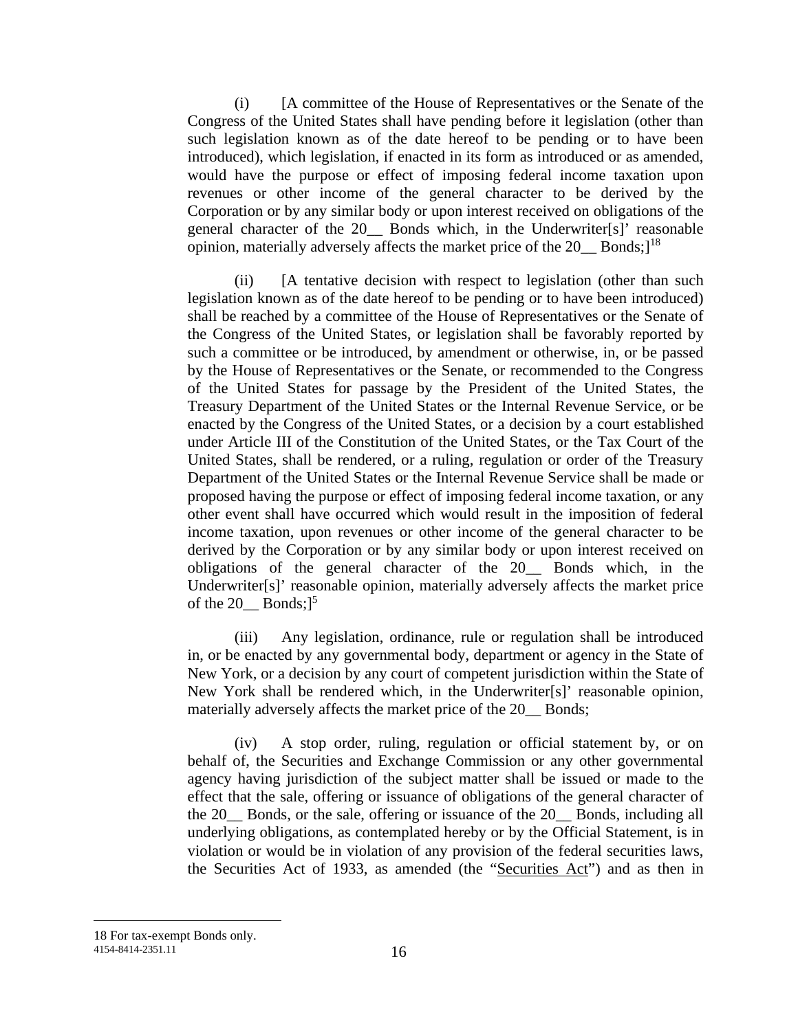(i) [A committee of the House of Representatives or the Senate of the Congress of the United States shall have pending before it legislation (other than such legislation known as of the date hereof to be pending or to have been introduced), which legislation, if enacted in its form as introduced or as amended, would have the purpose or effect of imposing federal income taxation upon revenues or other income of the general character to be derived by the Corporation or by any similar body or upon interest received on obligations of the general character of the 20__ Bonds which, in the Underwriter[s]' reasonable opinion, materially adversely affects the market price of the 20__ Bonds;][18]

(ii) [A tentative decision with respect to legislation (other than such legislation known as of the date hereof to be pending or to have been introduced) shall be reached by a committee of the House of Representatives or the Senate of the Congress of the United States, or legislation shall be favorably reported by such a committee or be introduced, by amendment or otherwise, in, or be passed by the House of Representatives or the Senate, or recommended to the Congress of the United States for passage by the President of the United States, the Treasury Department of the United States or the Internal Revenue Service, or be enacted by the Congress of the United States, or a decision by a court established under Article III of the Constitution of the United States, or the Tax Court of the United States, shall be rendered, or a ruling, regulation or order of the Treasury Department of the United States or the Internal Revenue Service shall be made or proposed having the purpose or effect of imposing federal income taxation, or any other event shall have occurred which would result in the imposition of federal income taxation, upon revenues or other income of the general character to be derived by the Corporation or by any similar body or upon interest received on obligations of the general character of the 20__ Bonds which, in the Underwriter[s]' reasonable opinion, materially adversely affects the market price of the 20__ Bonds;][5]

(iii) Any legislation, ordinance, rule or regulation shall be introduced in, or be enacted by any governmental body, department or agency in the State of New York, or a decision by any court of competent jurisdiction within the State of New York shall be rendered which, in the Underwriter[s]' reasonable opinion, materially adversely affects the market price of the 20__ Bonds;

(iv) A stop order, ruling, regulation or official statement by, or on behalf of, the Securities and Exchange Commission or any other governmental agency having jurisdiction of the subject matter shall be issued or made to the effect that the sale, offering or issuance of obligations of the general character of the 20__ Bonds, or the sale, offering or issuance of the 20__ Bonds, including all underlying obligations, as contemplated hereby or by the Official Statement, is in violation or would be in violation of any provision of the federal securities laws, the Securities Act of 1933, as amended (the "Securities Act") and as then in

---

18 For tax-exempt Bonds only.

4154-8414-2351.11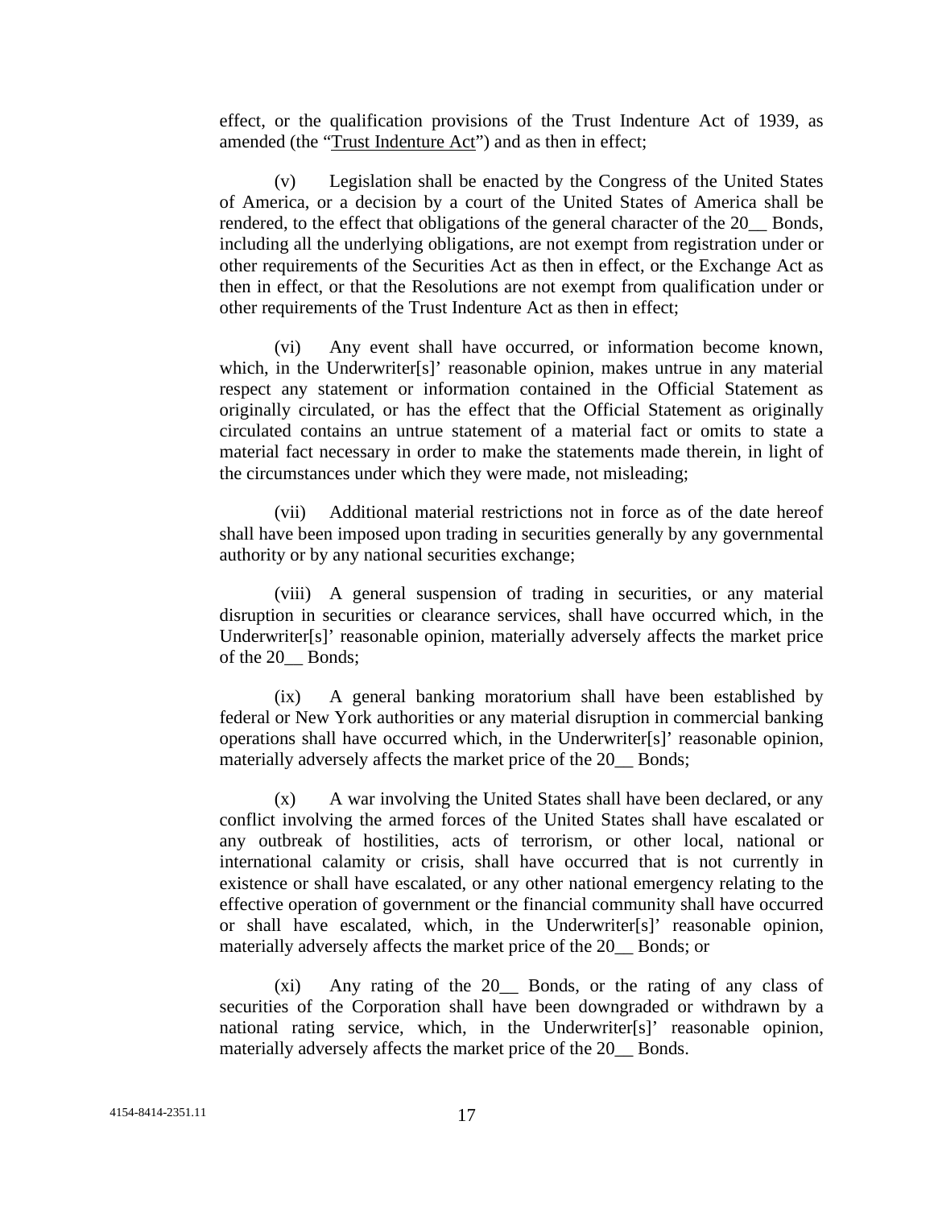effect, or the qualification provisions of the Trust Indenture Act of 1939, as amended (the "Trust Indenture Act") and as then in effect;

(v) Legislation shall be enacted by the Congress of the United States of America, or a decision by a court of the United States of America shall be rendered, to the effect that obligations of the general character of the 20__ Bonds, including all the underlying obligations, are not exempt from registration under or other requirements of the Securities Act as then in effect, or the Exchange Act as then in effect, or that the Resolutions are not exempt from qualification under or other requirements of the Trust Indenture Act as then in effect;

(vi) Any event shall have occurred, or information become known, which, in the Underwriter[s]' reasonable opinion, makes untrue in any material respect any statement or information contained in the Official Statement as originally circulated, or has the effect that the Official Statement as originally circulated contains an untrue statement of a material fact or omits to state a material fact necessary in order to make the statements made therein, in light of the circumstances under which they were made, not misleading;

(vii) Additional material restrictions not in force as of the date hereof shall have been imposed upon trading in securities generally by any governmental authority or by any national securities exchange;

(viii) A general suspension of trading in securities, or any material disruption in securities or clearance services, shall have occurred which, in the Underwriter[s]' reasonable opinion, materially adversely affects the market price of the 20__ Bonds;

(ix) A general banking moratorium shall have been established by federal or New York authorities or any material disruption in commercial banking operations shall have occurred which, in the Underwriter[s]' reasonable opinion, materially adversely affects the market price of the 20__ Bonds;

(x) A war involving the United States shall have been declared, or any conflict involving the armed forces of the United States shall have escalated or any outbreak of hostilities, acts of terrorism, or other local, national or international calamity or crisis, shall have occurred that is not currently in existence or shall have escalated, or any other national emergency relating to the effective operation of government or the financial community shall have occurred or shall have escalated, which, in the Underwriter[s]' reasonable opinion, materially adversely affects the market price of the 20__ Bonds; or

(xi) Any rating of the 20__ Bonds, or the rating of any class of securities of the Corporation shall have been downgraded or withdrawn by a national rating service, which, in the Underwriter[s]' reasonable opinion, materially adversely affects the market price of the 20__ Bonds.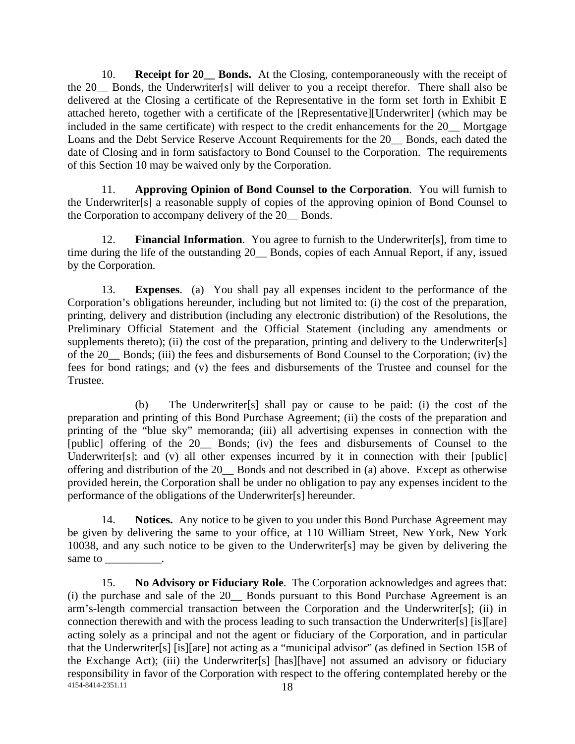10. **Receipt for 20__ Bonds.** At the Closing, contemporaneously with the receipt of the 20__ Bonds, the Underwriter[s] will deliver to you a receipt therefor. There shall also be delivered at the Closing a certificate of the Representative in the form set forth in Exhibit E attached hereto, together with a certificate of the [Representative][Underwriter] (which may be included in the same certificate) with respect to the credit enhancements for the 20__ Mortgage Loans and the Debt Service Reserve Account Requirements for the 20__ Bonds, each dated the date of Closing and in form satisfactory to Bond Counsel to the Corporation. The requirements of this Section 10 may be waived only by the Corporation.

11. **Approving Opinion of Bond Counsel to the Corporation**. You will furnish to the Underwriter[s] a reasonable supply of copies of the approving opinion of Bond Counsel to the Corporation to accompany delivery of the 20__ Bonds.

12. **Financial Information**. You agree to furnish to the Underwriter[s], from time to time during the life of the outstanding 20__ Bonds, copies of each Annual Report, if any, issued by the Corporation.

13. **Expenses**. (a) You shall pay all expenses incident to the performance of the Corporation's obligations hereunder, including but not limited to: (i) the cost of the preparation, printing, delivery and distribution (including any electronic distribution) of the Resolutions, the Preliminary Official Statement and the Official Statement (including any amendments or supplements thereto); (ii) the cost of the preparation, printing and delivery to the Underwriter[s] of the 20__ Bonds; (iii) the fees and disbursements of Bond Counsel to the Corporation; (iv) the fees for bond ratings; and (v) the fees and disbursements of the Trustee and counsel for the Trustee.

(b) The Underwriter[s] shall pay or cause to be paid: (i) the cost of the preparation and printing of this Bond Purchase Agreement; (ii) the costs of the preparation and printing of the "blue sky" memoranda; (iii) all advertising expenses in connection with the [public] offering of the 20__ Bonds; (iv) the fees and disbursements of Counsel to the Underwriter[s]; and (v) all other expenses incurred by it in connection with their [public] offering and distribution of the 20__ Bonds and not described in (a) above. Except as otherwise provided herein, the Corporation shall be under no obligation to pay any expenses incident to the performance of the obligations of the Underwriter[s] hereunder.

14. **Notices.** Any notice to be given to you under this Bond Purchase Agreement may be given by delivering the same to your office, at 110 William Street, New York, New York 10038, and any such notice to be given to the Underwriter[s] may be given by delivering the same to __________.

15. **No Advisory or Fiduciary Role**. The Corporation acknowledges and agrees that: (i) the purchase and sale of the 20__ Bonds pursuant to this Bond Purchase Agreement is an arm's-length commercial transaction between the Corporation and the Underwriter[s]; (ii) in connection therewith and with the process leading to such transaction the Underwriter[s] [is][are] acting solely as a principal and not the agent or fiduciary of the Corporation, and in particular that the Underwriter[s] [is][are] not acting as a "municipal advisor" (as defined in Section 15B of the Exchange Act); (iii) the Underwriter[s] [has][have] not assumed an advisory or fiduciary responsibility in favor of the Corporation with respect to the offering contemplated hereby or the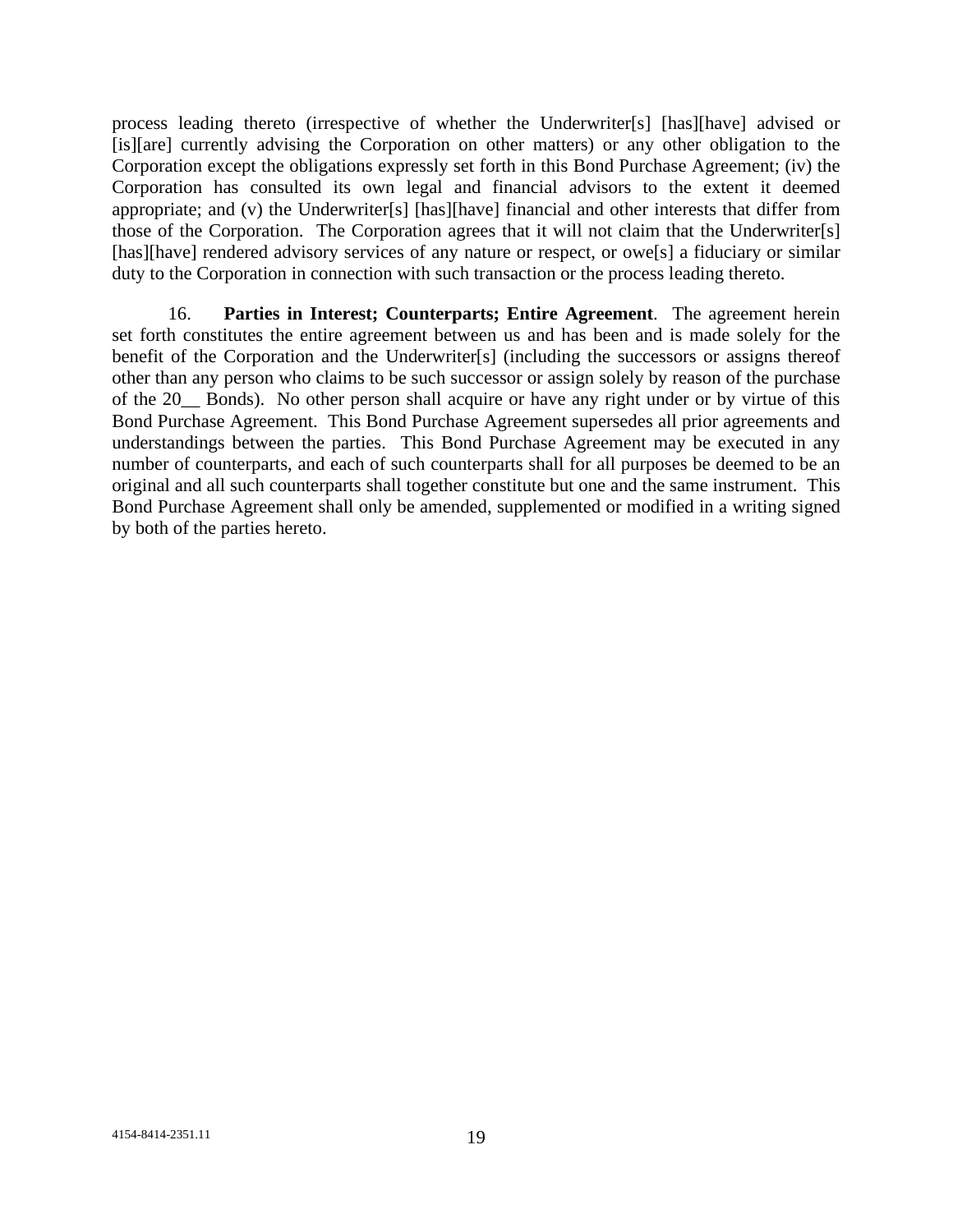process leading thereto (irrespective of whether the Underwriter[s] [has][have] advised or [is][are] currently advising the Corporation on other matters) or any other obligation to the Corporation except the obligations expressly set forth in this Bond Purchase Agreement; (iv) the Corporation has consulted its own legal and financial advisors to the extent it deemed appropriate; and (v) the Underwriter[s] [has][have] financial and other interests that differ from those of the Corporation. The Corporation agrees that it will not claim that the Underwriter[s] [has][have] rendered advisory services of any nature or respect, or owe[s] a fiduciary or similar duty to the Corporation in connection with such transaction or the process leading thereto.

16. **Parties in Interest; Counterparts; Entire Agreement**. The agreement herein set forth constitutes the entire agreement between us and has been and is made solely for the benefit of the Corporation and the Underwriter[s] (including the successors or assigns thereof other than any person who claims to be such successor or assign solely by reason of the purchase of the 20__ Bonds). No other person shall acquire or have any right under or by virtue of this Bond Purchase Agreement. This Bond Purchase Agreement supersedes all prior agreements and understandings between the parties. This Bond Purchase Agreement may be executed in any number of counterparts, and each of such counterparts shall for all purposes be deemed to be an original and all such counterparts shall together constitute but one and the same instrument. This Bond Purchase Agreement shall only be amended, supplemented or modified in a writing signed by both of the parties hereto.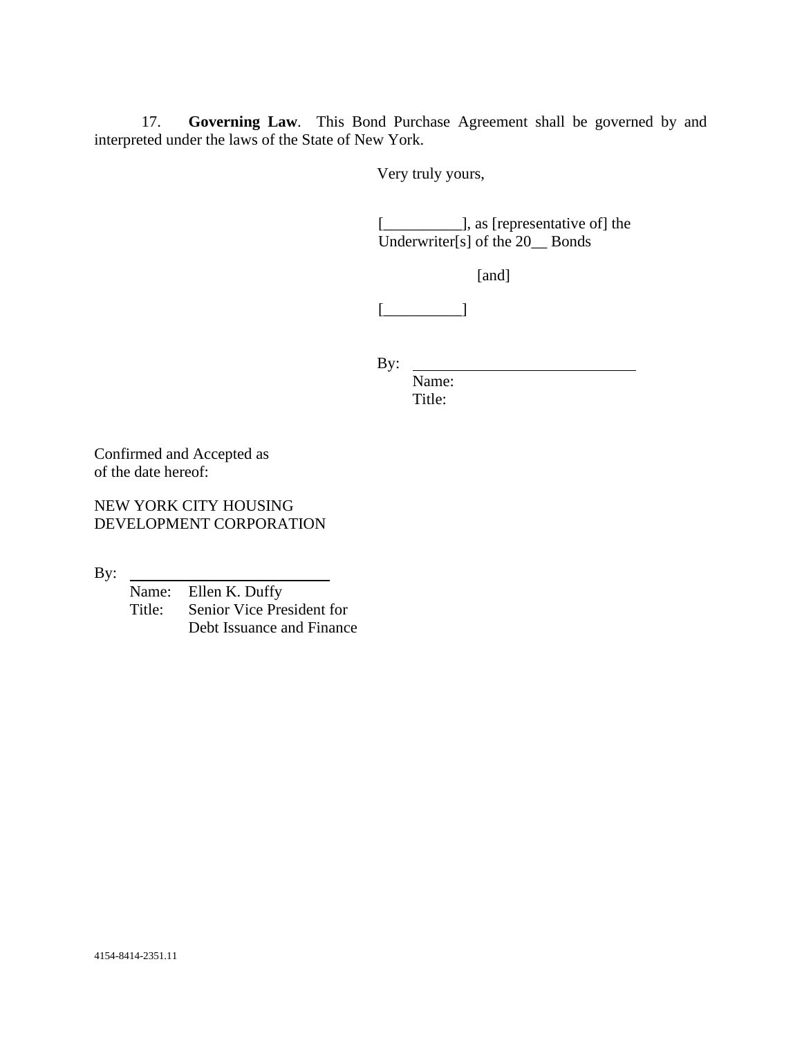17. **Governing Law**. This Bond Purchase Agreement shall be governed by and interpreted under the laws of the State of New York.

Very truly yours,

[__________], as [representative of] the Underwriter[s] of the 20__ Bonds

[and]

[__________]

By: ____________________________
Name:
Title:

Confirmed and Accepted as of the date hereof:

NEW YORK CITY HOUSING DEVELOPMENT CORPORATION

By: ____________________________
Name: Ellen K. Duffy
Title: Senior Vice President for Debt Issuance and Finance

4154-8414-2351.11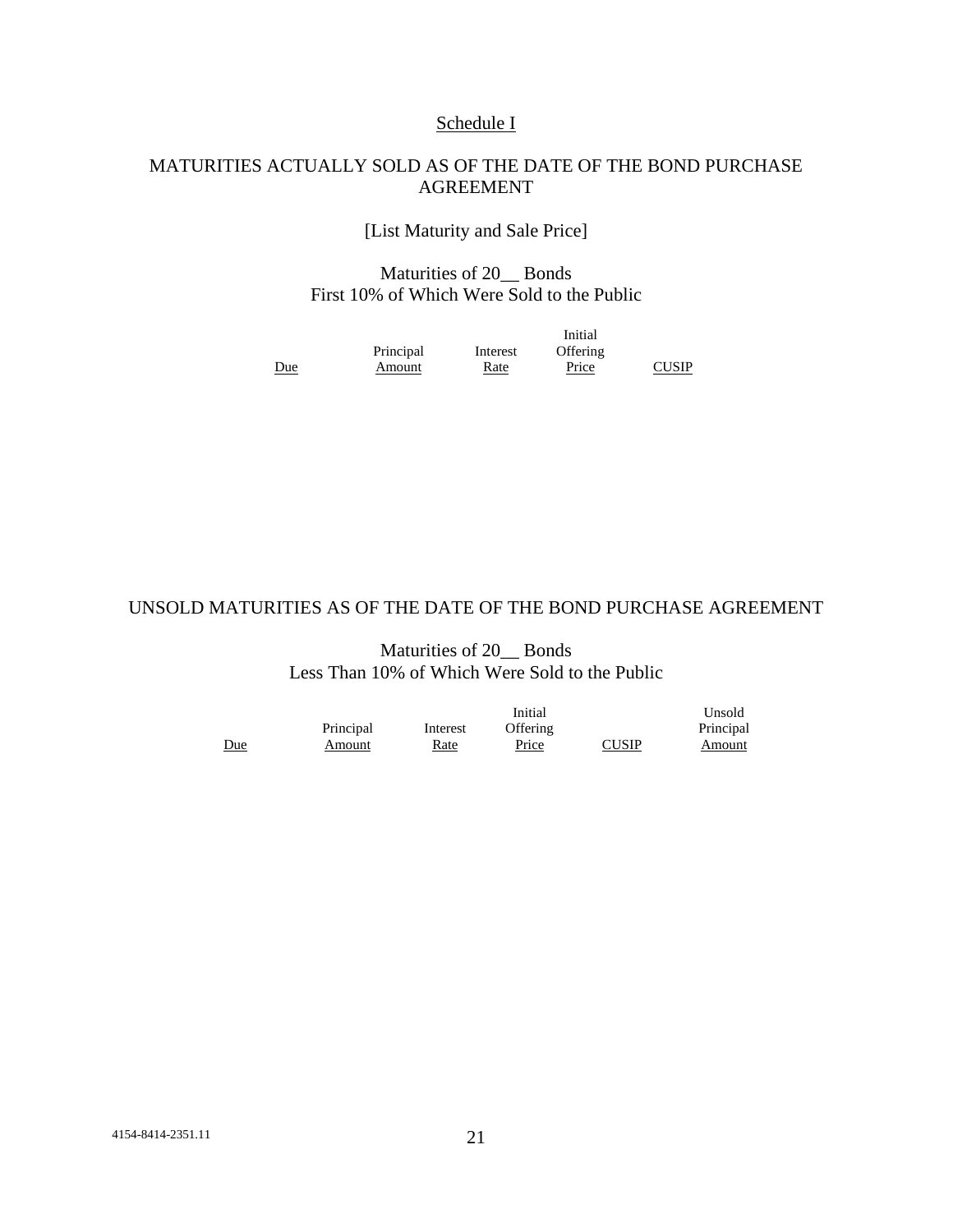<u>Schedule I</u>

MATURITIES ACTUALLY SOLD AS OF THE DATE OF THE BOND PURCHASE AGREEMENT

[List Maturity and Sale Price]

Maturities of 20__ Bonds
First 10% of Which Were Sold to the Public

| Due | Principal Amount | Interest Rate | Initial Offering Price | CUSIP |
|---|---|---|---|---|

UNSOLD MATURITIES AS OF THE DATE OF THE BOND PURCHASE AGREEMENT

Maturities of 20__ Bonds
Less Than 10% of Which Were Sold to the Public

| Due | Principal Amount | Interest Rate | Initial Offering Price | CUSIP | Unsold Principal Amount |
|---|---|---|---|---|---|

4154-8414-2351.11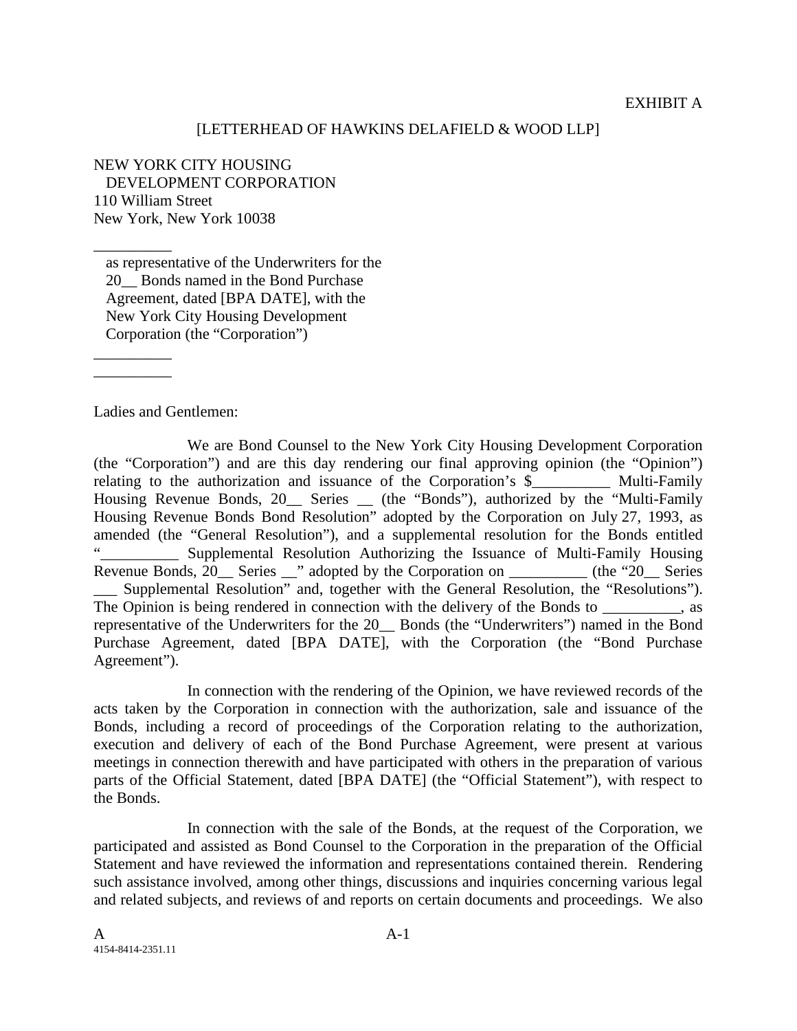EXHIBIT A

[LETTERHEAD OF HAWKINS DELAFIELD & WOOD LLP]

NEW YORK CITY HOUSING
DEVELOPMENT CORPORATION
110 William Street
New York, New York 10038

__________
as representative of the Underwriters for the 20__ Bonds named in the Bond Purchase Agreement, dated [BPA DATE], with the New York City Housing Development Corporation (the "Corporation")

__________
__________

Ladies and Gentlemen:

We are Bond Counsel to the New York City Housing Development Corporation (the "Corporation") and are this day rendering our final approving opinion (the "Opinion") relating to the authorization and issuance of the Corporation's $__________ Multi-Family Housing Revenue Bonds, 20__ Series __ (the "Bonds"), authorized by the "Multi-Family Housing Revenue Bonds Bond Resolution" adopted by the Corporation on July 27, 1993, as amended (the "General Resolution"), and a supplemental resolution for the Bonds entitled "__________ Supplemental Resolution Authorizing the Issuance of Multi-Family Housing Revenue Bonds, 20__ Series __" adopted by the Corporation on __________ (the "20__ Series ___ Supplemental Resolution" and, together with the General Resolution, the "Resolutions"). The Opinion is being rendered in connection with the delivery of the Bonds to __________, as representative of the Underwriters for the 20__ Bonds (the "Underwriters") named in the Bond Purchase Agreement, dated [BPA DATE], with the Corporation (the "Bond Purchase Agreement").

In connection with the rendering of the Opinion, we have reviewed records of the acts taken by the Corporation in connection with the authorization, sale and issuance of the Bonds, including a record of proceedings of the Corporation relating to the authorization, execution and delivery of each of the Bond Purchase Agreement, were present at various meetings in connection therewith and have participated with others in the preparation of various parts of the Official Statement, dated [BPA DATE] (the "Official Statement"), with respect to the Bonds.

In connection with the sale of the Bonds, at the request of the Corporation, we participated and assisted as Bond Counsel to the Corporation in the preparation of the Official Statement and have reviewed the information and representations contained therein. Rendering such assistance involved, among other things, discussions and inquiries concerning various legal and related subjects, and reviews of and reports on certain documents and proceedings. We also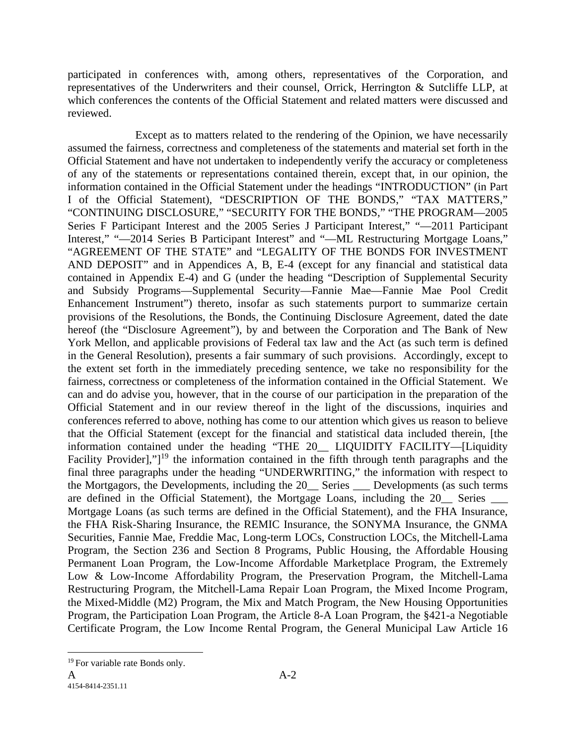participated in conferences with, among others, representatives of the Corporation, and representatives of the Underwriters and their counsel, Orrick, Herrington & Sutcliffe LLP, at which conferences the contents of the Official Statement and related matters were discussed and reviewed.

Except as to matters related to the rendering of the Opinion, we have necessarily assumed the fairness, correctness and completeness of the statements and material set forth in the Official Statement and have not undertaken to independently verify the accuracy or completeness of any of the statements or representations contained therein, except that, in our opinion, the information contained in the Official Statement under the headings "INTRODUCTION" (in Part I of the Official Statement), "DESCRIPTION OF THE BONDS," "TAX MATTERS," "CONTINUING DISCLOSURE," "SECURITY FOR THE BONDS," "THE PROGRAM—2005 Series F Participant Interest and the 2005 Series J Participant Interest," "—2011 Participant Interest," "—2014 Series B Participant Interest" and "—ML Restructuring Mortgage Loans," "AGREEMENT OF THE STATE" and "LEGALITY OF THE BONDS FOR INVESTMENT AND DEPOSIT" and in Appendices A, B, E-4 (except for any financial and statistical data contained in Appendix E-4) and G (under the heading "Description of Supplemental Security and Subsidy Programs—Supplemental Security—Fannie Mae—Fannie Mae Pool Credit Enhancement Instrument") thereto, insofar as such statements purport to summarize certain provisions of the Resolutions, the Bonds, the Continuing Disclosure Agreement, dated the date hereof (the "Disclosure Agreement"), by and between the Corporation and The Bank of New York Mellon, and applicable provisions of Federal tax law and the Act (as such term is defined in the General Resolution), presents a fair summary of such provisions. Accordingly, except to the extent set forth in the immediately preceding sentence, we take no responsibility for the fairness, correctness or completeness of the information contained in the Official Statement. We can and do advise you, however, that in the course of our participation in the preparation of the Official Statement and in our review thereof in the light of the discussions, inquiries and conferences referred to above, nothing has come to our attention which gives us reason to believe that the Official Statement (except for the financial and statistical data included therein, [the information contained under the heading "THE 20__ LIQUIDITY FACILITY—[Liquidity Facility Provider],"][19] the information contained in the fifth through tenth paragraphs and the final three paragraphs under the heading "UNDERWRITING," the information with respect to the Mortgagors, the Developments, including the 20__ Series ___ Developments (as such terms are defined in the Official Statement), the Mortgage Loans, including the 20__ Series ___ Mortgage Loans (as such terms are defined in the Official Statement), and the FHA Insurance, the FHA Risk-Sharing Insurance, the REMIC Insurance, the SONYMA Insurance, the GNMA Securities, Fannie Mae, Freddie Mac, Long-term LOCs, Construction LOCs, the Mitchell-Lama Program, the Section 236 and Section 8 Programs, Public Housing, the Affordable Housing Permanent Loan Program, the Low-Income Affordable Marketplace Program, the Extremely Low & Low-Income Affordability Program, the Preservation Program, the Mitchell-Lama Restructuring Program, the Mitchell-Lama Repair Loan Program, the Mixed Income Program, the Mixed-Middle (M2) Program, the Mix and Match Program, the New Housing Opportunities Program, the Participation Loan Program, the Article 8-A Loan Program, the §421-a Negotiable Certificate Program, the Low Income Rental Program, the General Municipal Law Article 16

[19] For variable rate Bonds only.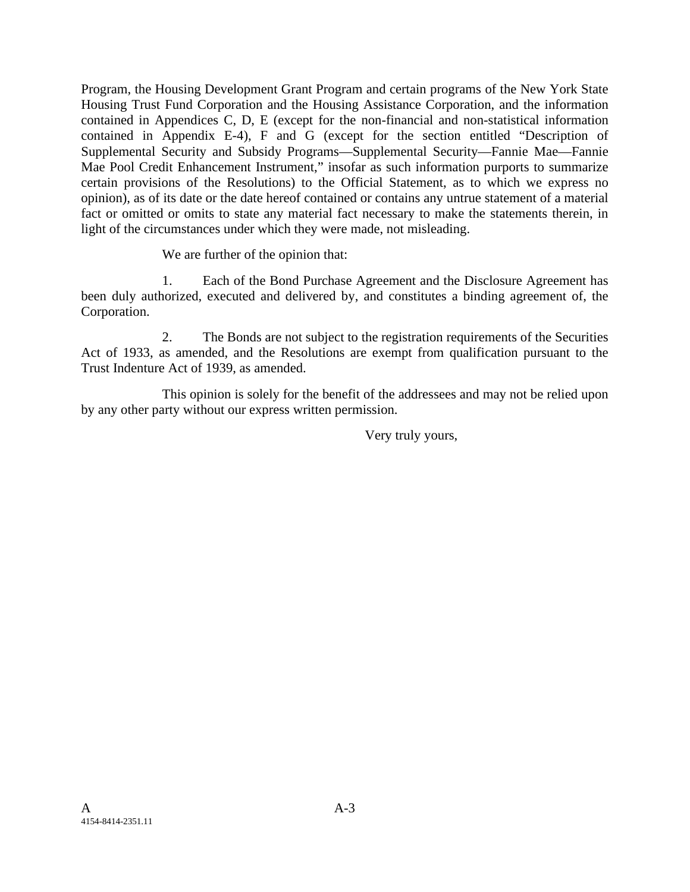Program, the Housing Development Grant Program and certain programs of the New York State Housing Trust Fund Corporation and the Housing Assistance Corporation, and the information contained in Appendices C, D, E (except for the non-financial and non-statistical information contained in Appendix E-4), F and G (except for the section entitled "Description of Supplemental Security and Subsidy Programs—Supplemental Security—Fannie Mae—Fannie Mae Pool Credit Enhancement Instrument," insofar as such information purports to summarize certain provisions of the Resolutions) to the Official Statement, as to which we express no opinion), as of its date or the date hereof contained or contains any untrue statement of a material fact or omitted or omits to state any material fact necessary to make the statements therein, in light of the circumstances under which they were made, not misleading.

We are further of the opinion that:

1. Each of the Bond Purchase Agreement and the Disclosure Agreement has been duly authorized, executed and delivered by, and constitutes a binding agreement of, the Corporation.

2. The Bonds are not subject to the registration requirements of the Securities Act of 1933, as amended, and the Resolutions are exempt from qualification pursuant to the Trust Indenture Act of 1939, as amended.

This opinion is solely for the benefit of the addressees and may not be relied upon by any other party without our express written permission.

Very truly yours,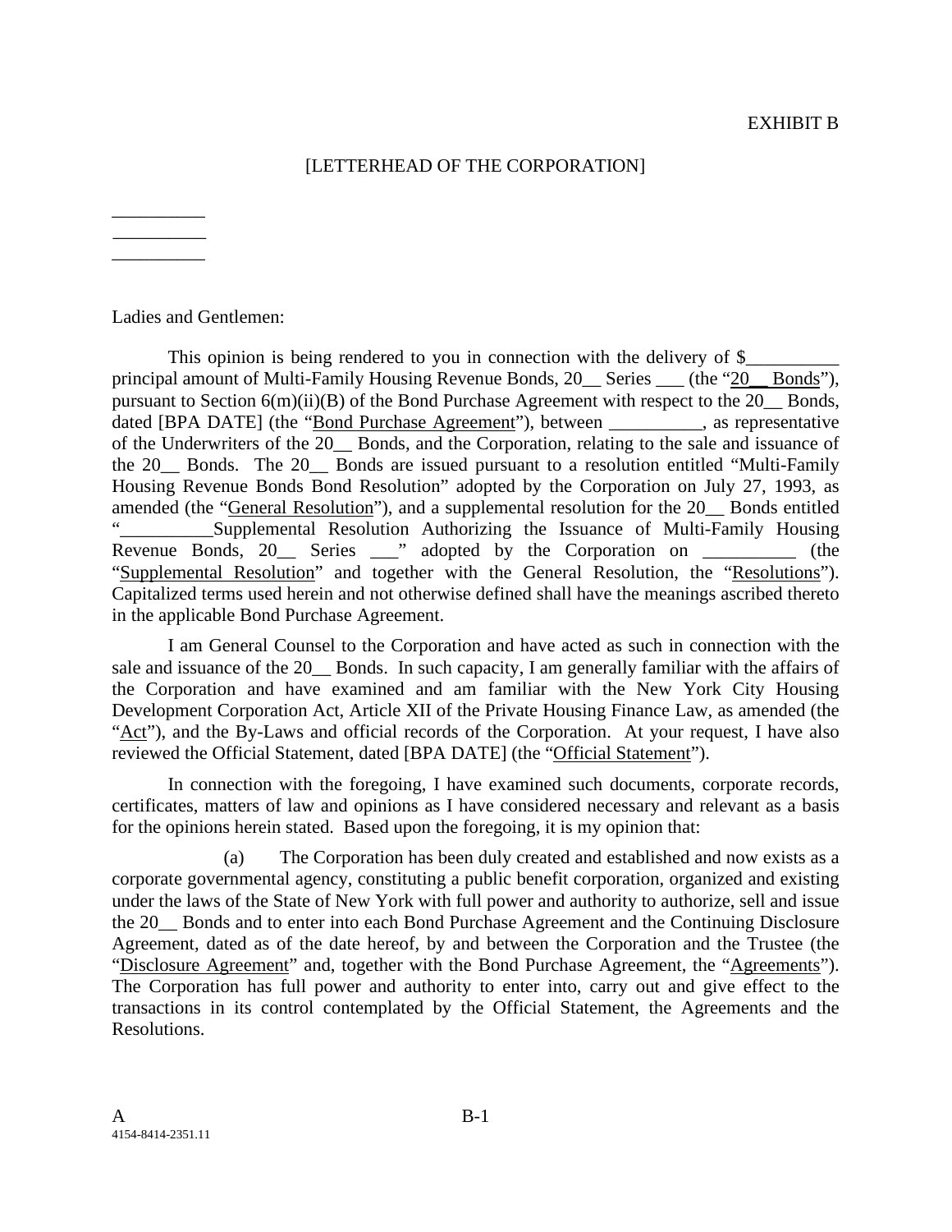EXHIBIT B

[LETTERHEAD OF THE CORPORATION]

__________
__________
__________

Ladies and Gentlemen:

This opinion is being rendered to you in connection with the delivery of $__________ principal amount of Multi-Family Housing Revenue Bonds, 20__ Series ___ (the "20__ Bonds"), pursuant to Section 6(m)(ii)(B) of the Bond Purchase Agreement with respect to the 20__ Bonds, dated [BPA DATE] (the "Bond Purchase Agreement"), between __________, as representative of the Underwriters of the 20__ Bonds, and the Corporation, relating to the sale and issuance of the 20__ Bonds. The 20__ Bonds are issued pursuant to a resolution entitled "Multi-Family Housing Revenue Bonds Bond Resolution" adopted by the Corporation on July 27, 1993, as amended (the "General Resolution"), and a supplemental resolution for the 20__ Bonds entitled "__________Supplemental Resolution Authorizing the Issuance of Multi-Family Housing Revenue Bonds, 20__ Series ___" adopted by the Corporation on __________ (the "Supplemental Resolution" and together with the General Resolution, the "Resolutions"). Capitalized terms used herein and not otherwise defined shall have the meanings ascribed thereto in the applicable Bond Purchase Agreement.

I am General Counsel to the Corporation and have acted as such in connection with the sale and issuance of the 20__ Bonds. In such capacity, I am generally familiar with the affairs of the Corporation and have examined and am familiar with the New York City Housing Development Corporation Act, Article XII of the Private Housing Finance Law, as amended (the "Act"), and the By-Laws and official records of the Corporation. At your request, I have also reviewed the Official Statement, dated [BPA DATE] (the "Official Statement").

In connection with the foregoing, I have examined such documents, corporate records, certificates, matters of law and opinions as I have considered necessary and relevant as a basis for the opinions herein stated. Based upon the foregoing, it is my opinion that:

(a) The Corporation has been duly created and established and now exists as a corporate governmental agency, constituting a public benefit corporation, organized and existing under the laws of the State of New York with full power and authority to authorize, sell and issue the 20__ Bonds and to enter into each Bond Purchase Agreement and the Continuing Disclosure Agreement, dated as of the date hereof, by and between the Corporation and the Trustee (the "Disclosure Agreement" and, together with the Bond Purchase Agreement, the "Agreements"). The Corporation has full power and authority to enter into, carry out and give effect to the transactions in its control contemplated by the Official Statement, the Agreements and the Resolutions.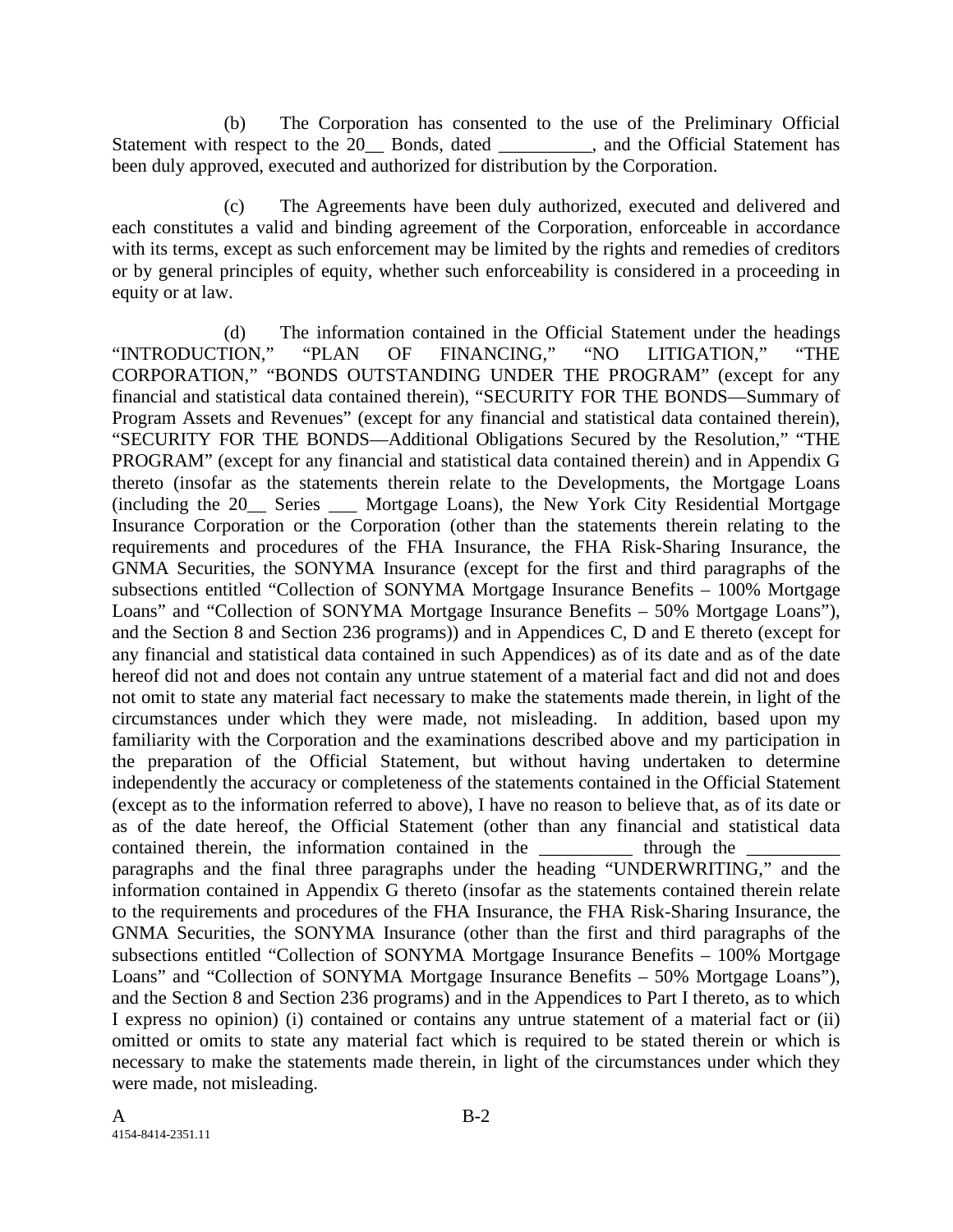(b) The Corporation has consented to the use of the Preliminary Official Statement with respect to the 20__ Bonds, dated __________, and the Official Statement has been duly approved, executed and authorized for distribution by the Corporation.

(c) The Agreements have been duly authorized, executed and delivered and each constitutes a valid and binding agreement of the Corporation, enforceable in accordance with its terms, except as such enforcement may be limited by the rights and remedies of creditors or by general principles of equity, whether such enforceability is considered in a proceeding in equity or at law.

(d) The information contained in the Official Statement under the headings "INTRODUCTION," "PLAN OF FINANCING," "NO LITIGATION," "THE CORPORATION," "BONDS OUTSTANDING UNDER THE PROGRAM" (except for any financial and statistical data contained therein), "SECURITY FOR THE BONDS—Summary of Program Assets and Revenues" (except for any financial and statistical data contained therein), "SECURITY FOR THE BONDS—Additional Obligations Secured by the Resolution," "THE PROGRAM" (except for any financial and statistical data contained therein) and in Appendix G thereto (insofar as the statements therein relate to the Developments, the Mortgage Loans (including the 20__ Series ___ Mortgage Loans), the New York City Residential Mortgage Insurance Corporation or the Corporation (other than the statements therein relating to the requirements and procedures of the FHA Insurance, the FHA Risk-Sharing Insurance, the GNMA Securities, the SONYMA Insurance (except for the first and third paragraphs of the subsections entitled "Collection of SONYMA Mortgage Insurance Benefits – 100% Mortgage Loans" and "Collection of SONYMA Mortgage Insurance Benefits – 50% Mortgage Loans"), and the Section 8 and Section 236 programs)) and in Appendices C, D and E thereto (except for any financial and statistical data contained in such Appendices) as of its date and as of the date hereof did not and does not contain any untrue statement of a material fact and did not and does not omit to state any material fact necessary to make the statements made therein, in light of the circumstances under which they were made, not misleading. In addition, based upon my familiarity with the Corporation and the examinations described above and my participation in the preparation of the Official Statement, but without having undertaken to determine independently the accuracy or completeness of the statements contained in the Official Statement (except as to the information referred to above), I have no reason to believe that, as of its date or as of the date hereof, the Official Statement (other than any financial and statistical data contained therein, the information contained in the __________ through the __________ paragraphs and the final three paragraphs under the heading "UNDERWRITING," and the information contained in Appendix G thereto (insofar as the statements contained therein relate to the requirements and procedures of the FHA Insurance, the FHA Risk-Sharing Insurance, the GNMA Securities, the SONYMA Insurance (other than the first and third paragraphs of the subsections entitled "Collection of SONYMA Mortgage Insurance Benefits – 100% Mortgage Loans" and "Collection of SONYMA Mortgage Insurance Benefits – 50% Mortgage Loans"), and the Section 8 and Section 236 programs) and in the Appendices to Part I thereto, as to which I express no opinion) (i) contained or contains any untrue statement of a material fact or (ii) omitted or omits to state any material fact which is required to be stated therein or which is necessary to make the statements made therein, in light of the circumstances under which they were made, not misleading.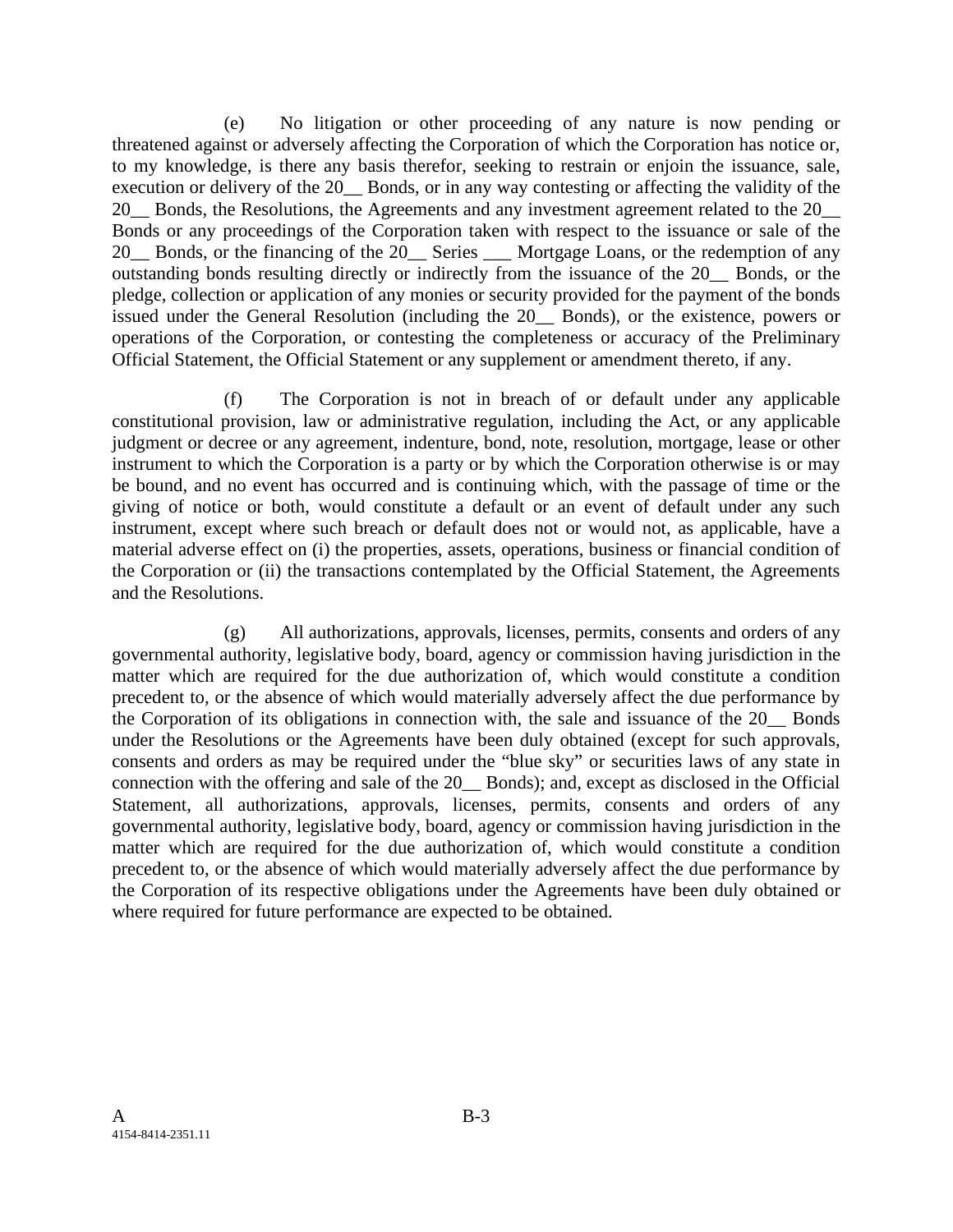(e) No litigation or other proceeding of any nature is now pending or threatened against or adversely affecting the Corporation of which the Corporation has notice or, to my knowledge, is there any basis therefor, seeking to restrain or enjoin the issuance, sale, execution or delivery of the 20__ Bonds, or in any way contesting or affecting the validity of the 20__ Bonds, the Resolutions, the Agreements and any investment agreement related to the 20__ Bonds or any proceedings of the Corporation taken with respect to the issuance or sale of the 20__ Bonds, or the financing of the 20__ Series ___ Mortgage Loans, or the redemption of any outstanding bonds resulting directly or indirectly from the issuance of the 20__ Bonds, or the pledge, collection or application of any monies or security provided for the payment of the bonds issued under the General Resolution (including the 20__ Bonds), or the existence, powers or operations of the Corporation, or contesting the completeness or accuracy of the Preliminary Official Statement, the Official Statement or any supplement or amendment thereto, if any.

(f) The Corporation is not in breach of or default under any applicable constitutional provision, law or administrative regulation, including the Act, or any applicable judgment or decree or any agreement, indenture, bond, note, resolution, mortgage, lease or other instrument to which the Corporation is a party or by which the Corporation otherwise is or may be bound, and no event has occurred and is continuing which, with the passage of time or the giving of notice or both, would constitute a default or an event of default under any such instrument, except where such breach or default does not or would not, as applicable, have a material adverse effect on (i) the properties, assets, operations, business or financial condition of the Corporation or (ii) the transactions contemplated by the Official Statement, the Agreements and the Resolutions.

(g) All authorizations, approvals, licenses, permits, consents and orders of any governmental authority, legislative body, board, agency or commission having jurisdiction in the matter which are required for the due authorization of, which would constitute a condition precedent to, or the absence of which would materially adversely affect the due performance by the Corporation of its obligations in connection with, the sale and issuance of the 20__ Bonds under the Resolutions or the Agreements have been duly obtained (except for such approvals, consents and orders as may be required under the "blue sky" or securities laws of any state in connection with the offering and sale of the 20__ Bonds); and, except as disclosed in the Official Statement, all authorizations, approvals, licenses, permits, consents and orders of any governmental authority, legislative body, board, agency or commission having jurisdiction in the matter which are required for the due authorization of, which would constitute a condition precedent to, or the absence of which would materially adversely affect the due performance by the Corporation of its respective obligations under the Agreements have been duly obtained or where required for future performance are expected to be obtained.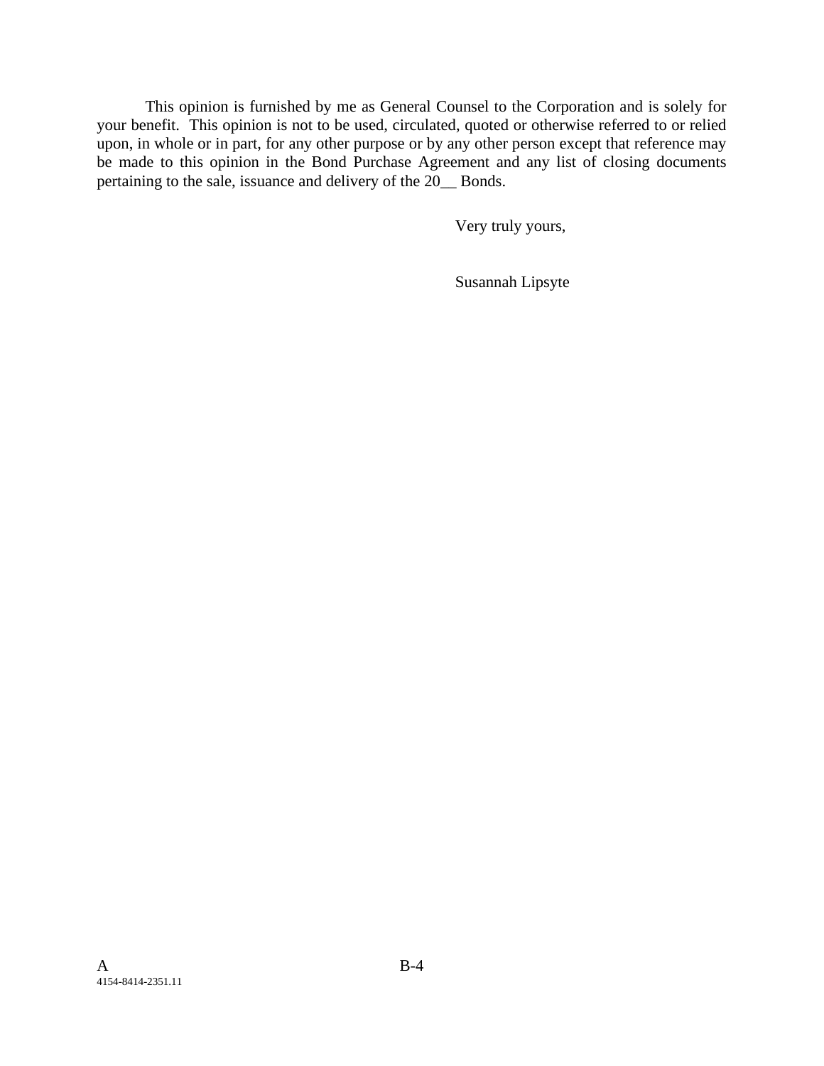This opinion is furnished by me as General Counsel to the Corporation and is solely for your benefit. This opinion is not to be used, circulated, quoted or otherwise referred to or relied upon, in whole or in part, for any other purpose or by any other person except that reference may be made to this opinion in the Bond Purchase Agreement and any list of closing documents pertaining to the sale, issuance and delivery of the 20__ Bonds.

Very truly yours,

Susannah Lipsyte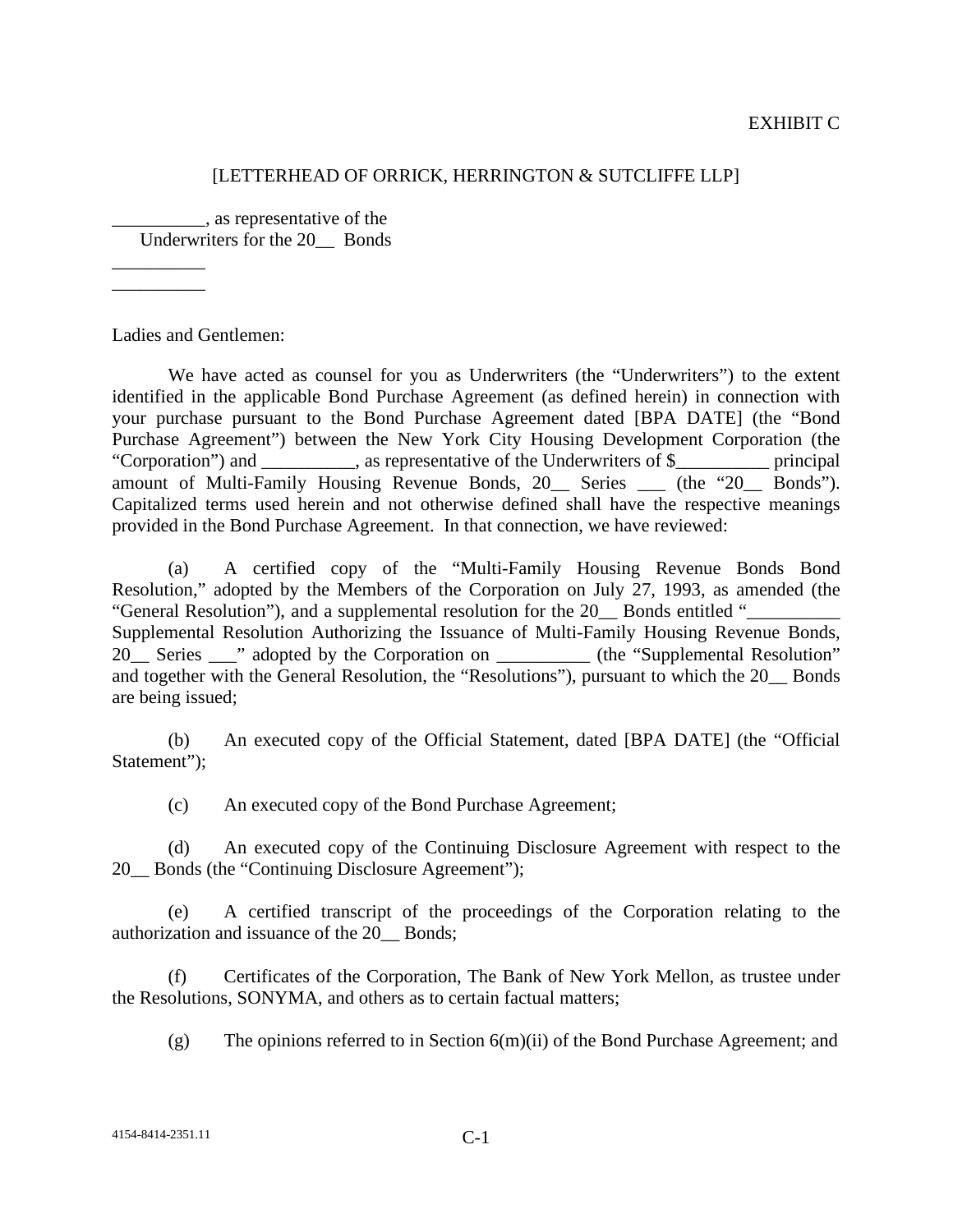EXHIBIT C

[LETTERHEAD OF ORRICK, HERRINGTON & SUTCLIFFE LLP]

__________, as representative of the
Underwriters for the 20__ Bonds

__________
__________

Ladies and Gentlemen:

We have acted as counsel for you as Underwriters (the "Underwriters") to the extent identified in the applicable Bond Purchase Agreement (as defined herein) in connection with your purchase pursuant to the Bond Purchase Agreement dated [BPA DATE] (the "Bond Purchase Agreement") between the New York City Housing Development Corporation (the "Corporation") and __________, as representative of the Underwriters of $__________ principal amount of Multi-Family Housing Revenue Bonds, 20__ Series ___ (the "20__ Bonds"). Capitalized terms used herein and not otherwise defined shall have the respective meanings provided in the Bond Purchase Agreement. In that connection, we have reviewed:

(a) A certified copy of the "Multi-Family Housing Revenue Bonds Bond Resolution," adopted by the Members of the Corporation on July 27, 1993, as amended (the "General Resolution"), and a supplemental resolution for the 20__ Bonds entitled "__________ Supplemental Resolution Authorizing the Issuance of Multi-Family Housing Revenue Bonds, 20__ Series ___" adopted by the Corporation on __________ (the "Supplemental Resolution" and together with the General Resolution, the "Resolutions"), pursuant to which the 20__ Bonds are being issued;

(b) An executed copy of the Official Statement, dated [BPA DATE] (the "Official Statement");

(c) An executed copy of the Bond Purchase Agreement;

(d) An executed copy of the Continuing Disclosure Agreement with respect to the 20__ Bonds (the "Continuing Disclosure Agreement");

(e) A certified transcript of the proceedings of the Corporation relating to the authorization and issuance of the 20__ Bonds;

(f) Certificates of the Corporation, The Bank of New York Mellon, as trustee under the Resolutions, SONYMA, and others as to certain factual matters;

(g) The opinions referred to in Section 6(m)(ii) of the Bond Purchase Agreement; and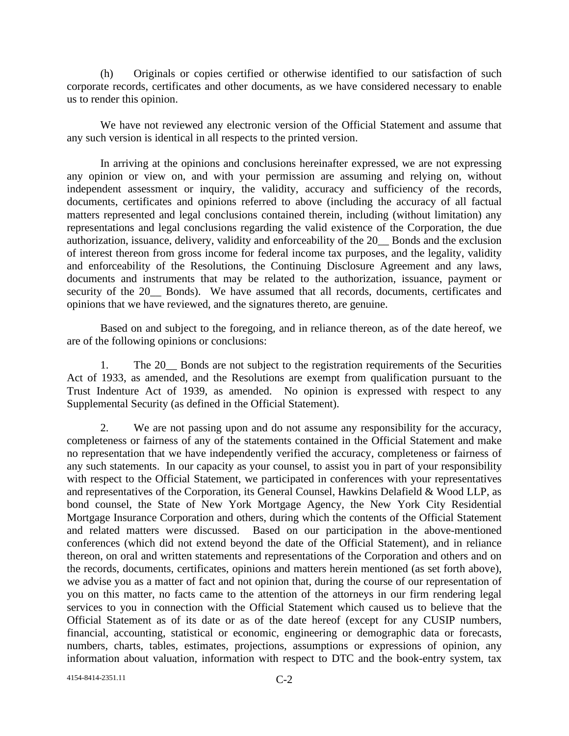(h) Originals or copies certified or otherwise identified to our satisfaction of such corporate records, certificates and other documents, as we have considered necessary to enable us to render this opinion.

We have not reviewed any electronic version of the Official Statement and assume that any such version is identical in all respects to the printed version.

In arriving at the opinions and conclusions hereinafter expressed, we are not expressing any opinion or view on, and with your permission are assuming and relying on, without independent assessment or inquiry, the validity, accuracy and sufficiency of the records, documents, certificates and opinions referred to above (including the accuracy of all factual matters represented and legal conclusions contained therein, including (without limitation) any representations and legal conclusions regarding the valid existence of the Corporation, the due authorization, issuance, delivery, validity and enforceability of the 20__ Bonds and the exclusion of interest thereon from gross income for federal income tax purposes, and the legality, validity and enforceability of the Resolutions, the Continuing Disclosure Agreement and any laws, documents and instruments that may be related to the authorization, issuance, payment or security of the 20__ Bonds). We have assumed that all records, documents, certificates and opinions that we have reviewed, and the signatures thereto, are genuine.

Based on and subject to the foregoing, and in reliance thereon, as of the date hereof, we are of the following opinions or conclusions:

1. The 20__ Bonds are not subject to the registration requirements of the Securities Act of 1933, as amended, and the Resolutions are exempt from qualification pursuant to the Trust Indenture Act of 1939, as amended. No opinion is expressed with respect to any Supplemental Security (as defined in the Official Statement).

2. We are not passing upon and do not assume any responsibility for the accuracy, completeness or fairness of any of the statements contained in the Official Statement and make no representation that we have independently verified the accuracy, completeness or fairness of any such statements. In our capacity as your counsel, to assist you in part of your responsibility with respect to the Official Statement, we participated in conferences with your representatives and representatives of the Corporation, its General Counsel, Hawkins Delafield & Wood LLP, as bond counsel, the State of New York Mortgage Agency, the New York City Residential Mortgage Insurance Corporation and others, during which the contents of the Official Statement and related matters were discussed. Based on our participation in the above-mentioned conferences (which did not extend beyond the date of the Official Statement), and in reliance thereon, on oral and written statements and representations of the Corporation and others and on the records, documents, certificates, opinions and matters herein mentioned (as set forth above), we advise you as a matter of fact and not opinion that, during the course of our representation of you on this matter, no facts came to the attention of the attorneys in our firm rendering legal services to you in connection with the Official Statement which caused us to believe that the Official Statement as of its date or as of the date hereof (except for any CUSIP numbers, financial, accounting, statistical or economic, engineering or demographic data or forecasts, numbers, charts, tables, estimates, projections, assumptions or expressions of opinion, any information about valuation, information with respect to DTC and the book-entry system, tax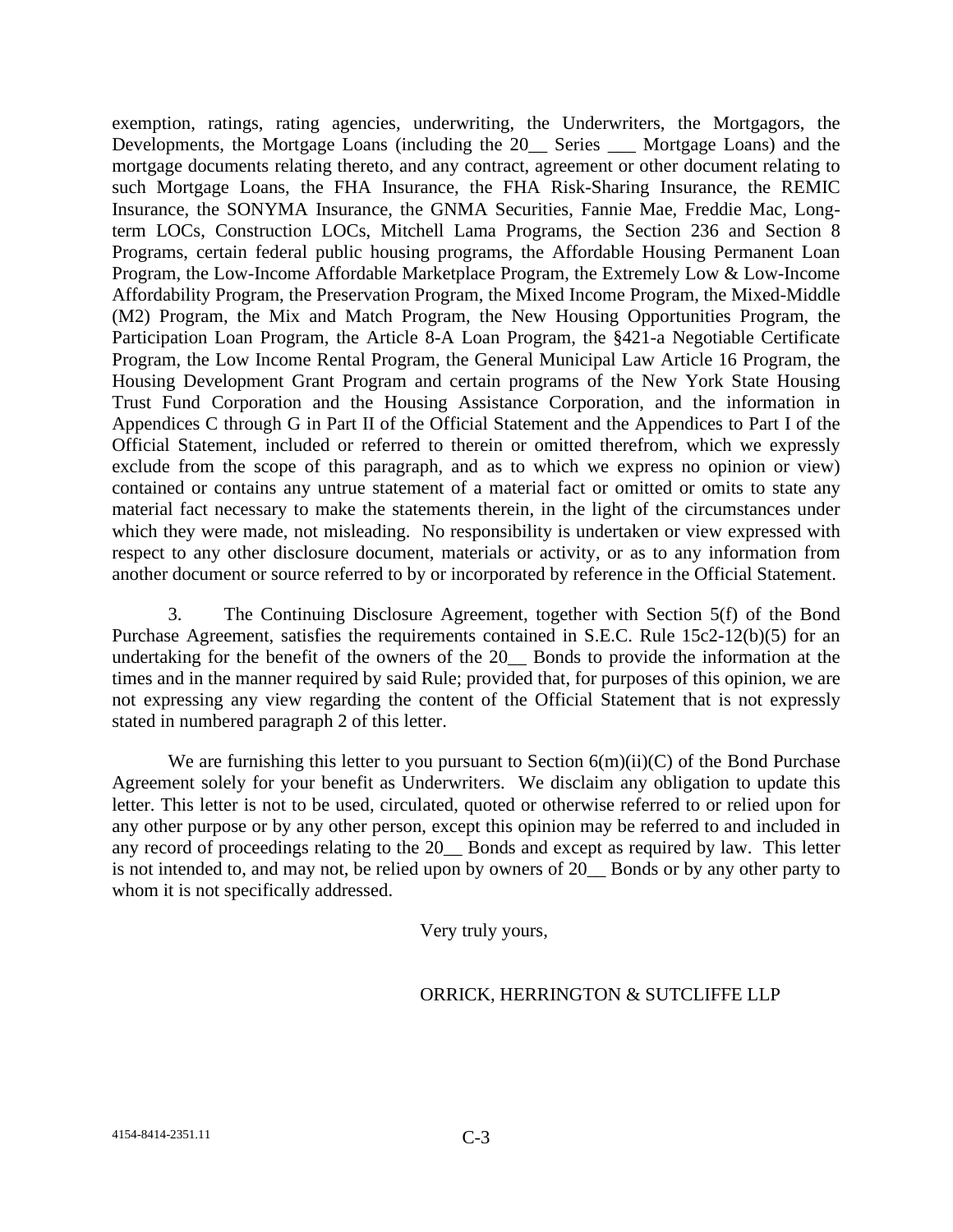exemption, ratings, rating agencies, underwriting, the Underwriters, the Mortgagors, the Developments, the Mortgage Loans (including the 20__ Series ___ Mortgage Loans) and the mortgage documents relating thereto, and any contract, agreement or other document relating to such Mortgage Loans, the FHA Insurance, the FHA Risk-Sharing Insurance, the REMIC Insurance, the SONYMA Insurance, the GNMA Securities, Fannie Mae, Freddie Mac, Long-term LOCs, Construction LOCs, Mitchell Lama Programs, the Section 236 and Section 8 Programs, certain federal public housing programs, the Affordable Housing Permanent Loan Program, the Low-Income Affordable Marketplace Program, the Extremely Low & Low-Income Affordability Program, the Preservation Program, the Mixed Income Program, the Mixed-Middle (M2) Program, the Mix and Match Program, the New Housing Opportunities Program, the Participation Loan Program, the Article 8-A Loan Program, the §421-a Negotiable Certificate Program, the Low Income Rental Program, the General Municipal Law Article 16 Program, the Housing Development Grant Program and certain programs of the New York State Housing Trust Fund Corporation and the Housing Assistance Corporation, and the information in Appendices C through G in Part II of the Official Statement and the Appendices to Part I of the Official Statement, included or referred to therein or omitted therefrom, which we expressly exclude from the scope of this paragraph, and as to which we express no opinion or view) contained or contains any untrue statement of a material fact or omitted or omits to state any material fact necessary to make the statements therein, in the light of the circumstances under which they were made, not misleading. No responsibility is undertaken or view expressed with respect to any other disclosure document, materials or activity, or as to any information from another document or source referred to by or incorporated by reference in the Official Statement.

3. The Continuing Disclosure Agreement, together with Section 5(f) of the Bond Purchase Agreement, satisfies the requirements contained in S.E.C. Rule 15c2-12(b)(5) for an undertaking for the benefit of the owners of the 20__ Bonds to provide the information at the times and in the manner required by said Rule; provided that, for purposes of this opinion, we are not expressing any view regarding the content of the Official Statement that is not expressly stated in numbered paragraph 2 of this letter.

We are furnishing this letter to you pursuant to Section 6(m)(ii)(C) of the Bond Purchase Agreement solely for your benefit as Underwriters. We disclaim any obligation to update this letter. This letter is not to be used, circulated, quoted or otherwise referred to or relied upon for any other purpose or by any other person, except this opinion may be referred to and included in any record of proceedings relating to the 20__ Bonds and except as required by law. This letter is not intended to, and may not, be relied upon by owners of 20__ Bonds or by any other party to whom it is not specifically addressed.

Very truly yours,

ORRICK, HERRINGTON & SUTCLIFFE LLP

4154-8414-2351.11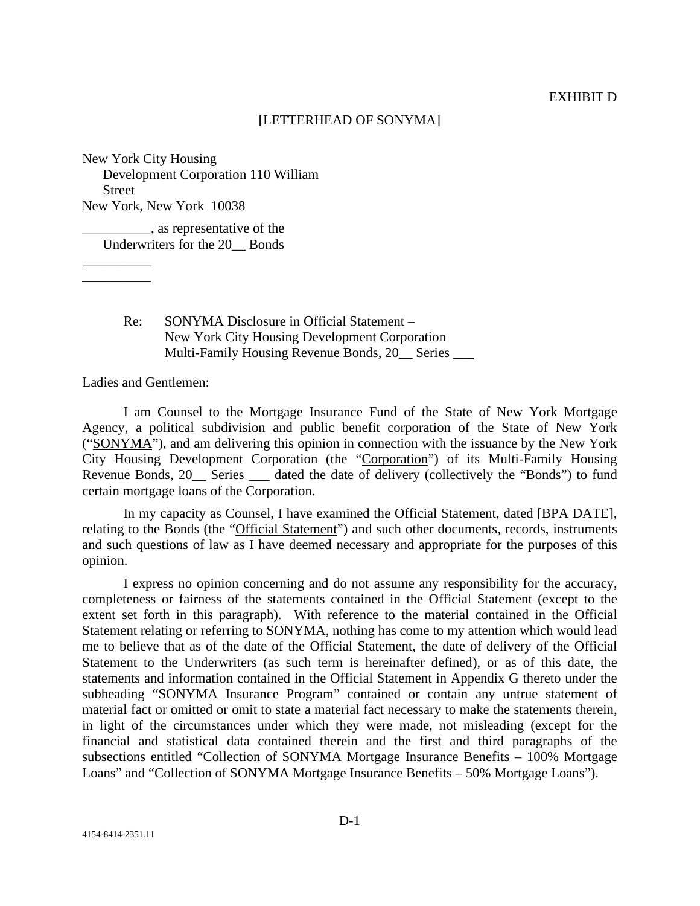EXHIBIT D

[LETTERHEAD OF SONYMA]

New York City Housing
Development Corporation 110 William
Street
New York, New York 10038

__________, as representative of the
Underwriters for the 20__ Bonds

__________
__________

Re: SONYMA Disclosure in Official Statement –
New York City Housing Development Corporation
Multi-Family Housing Revenue Bonds, 20__ Series ___

Ladies and Gentlemen:

I am Counsel to the Mortgage Insurance Fund of the State of New York Mortgage Agency, a political subdivision and public benefit corporation of the State of New York ("SONYMA"), and am delivering this opinion in connection with the issuance by the New York City Housing Development Corporation (the "Corporation") of its Multi-Family Housing Revenue Bonds, 20__ Series ___ dated the date of delivery (collectively the "Bonds") to fund certain mortgage loans of the Corporation.

In my capacity as Counsel, I have examined the Official Statement, dated [BPA DATE], relating to the Bonds (the "Official Statement") and such other documents, records, instruments and such questions of law as I have deemed necessary and appropriate for the purposes of this opinion.

I express no opinion concerning and do not assume any responsibility for the accuracy, completeness or fairness of the statements contained in the Official Statement (except to the extent set forth in this paragraph). With reference to the material contained in the Official Statement relating or referring to SONYMA, nothing has come to my attention which would lead me to believe that as of the date of the Official Statement, the date of delivery of the Official Statement to the Underwriters (as such term is hereinafter defined), or as of this date, the statements and information contained in the Official Statement in Appendix G thereto under the subheading "SONYMA Insurance Program" contained or contain any untrue statement of material fact or omitted or omit to state a material fact necessary to make the statements therein, in light of the circumstances under which they were made, not misleading (except for the financial and statistical data contained therein and the first and third paragraphs of the subsections entitled "Collection of SONYMA Mortgage Insurance Benefits – 100% Mortgage Loans" and "Collection of SONYMA Mortgage Insurance Benefits – 50% Mortgage Loans").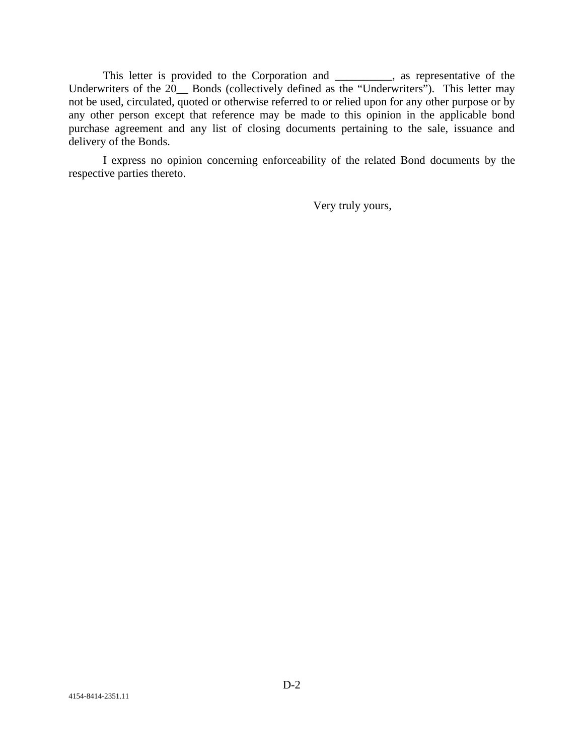This letter is provided to the Corporation and __________, as representative of the Underwriters of the 20__ Bonds (collectively defined as the "Underwriters"). This letter may not be used, circulated, quoted or otherwise referred to or relied upon for any other purpose or by any other person except that reference may be made to this opinion in the applicable bond purchase agreement and any list of closing documents pertaining to the sale, issuance and delivery of the Bonds.

I express no opinion concerning enforceability of the related Bond documents by the respective parties thereto.

Very truly yours,

4154-8414-2351.11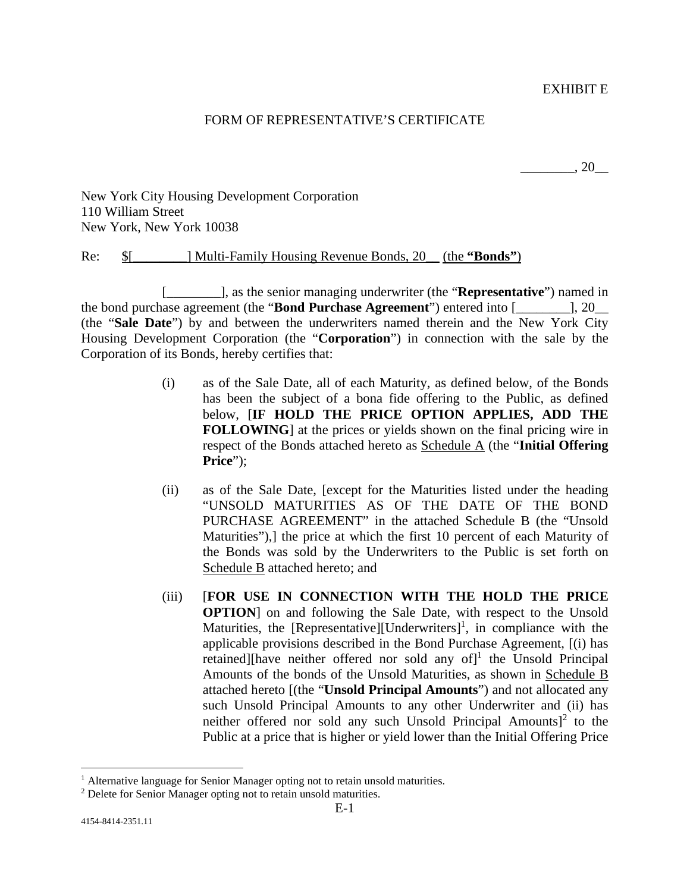EXHIBIT E

FORM OF REPRESENTATIVE'S CERTIFICATE

________, 20__

New York City Housing Development Corporation
110 William Street
New York, New York 10038

Re: $[________] Multi-Family Housing Revenue Bonds, 20__ (the **"Bonds"**)

[________], as the senior managing underwriter (the "**Representative**") named in the bond purchase agreement (the "**Bond Purchase Agreement**") entered into [________], 20__ (the "**Sale Date**") by and between the underwriters named therein and the New York City Housing Development Corporation (the "**Corporation**") in connection with the sale by the Corporation of its Bonds, hereby certifies that:

(i) as of the Sale Date, all of each Maturity, as defined below, of the Bonds has been the subject of a bona fide offering to the Public, as defined below, [**IF HOLD THE PRICE OPTION APPLIES, ADD THE FOLLOWING**] at the prices or yields shown on the final pricing wire in respect of the Bonds attached hereto as Schedule A (the "**Initial Offering Price**");

(ii) as of the Sale Date, [except for the Maturities listed under the heading "UNSOLD MATURITIES AS OF THE DATE OF THE BOND PURCHASE AGREEMENT" in the attached Schedule B (the "Unsold Maturities"),] the price at which the first 10 percent of each Maturity of the Bonds was sold by the Underwriters to the Public is set forth on Schedule B attached hereto; and

(iii) [**FOR USE IN CONNECTION WITH THE HOLD THE PRICE OPTION**] on and following the Sale Date, with respect to the Unsold Maturities, the [Representative][Underwriters][1], in compliance with the applicable provisions described in the Bond Purchase Agreement, [(i) has retained][have neither offered nor sold any of][1] the Unsold Principal Amounts of the bonds of the Unsold Maturities, as shown in Schedule B attached hereto [(the "**Unsold Principal Amounts**") and not allocated any such Unsold Principal Amounts to any other Underwriter and (ii) has neither offered nor sold any such Unsold Principal Amounts][2] to the Public at a price that is higher or yield lower than the Initial Offering Price

[1] Alternative language for Senior Manager opting not to retain unsold maturities.
[2] Delete for Senior Manager opting not to retain unsold maturities.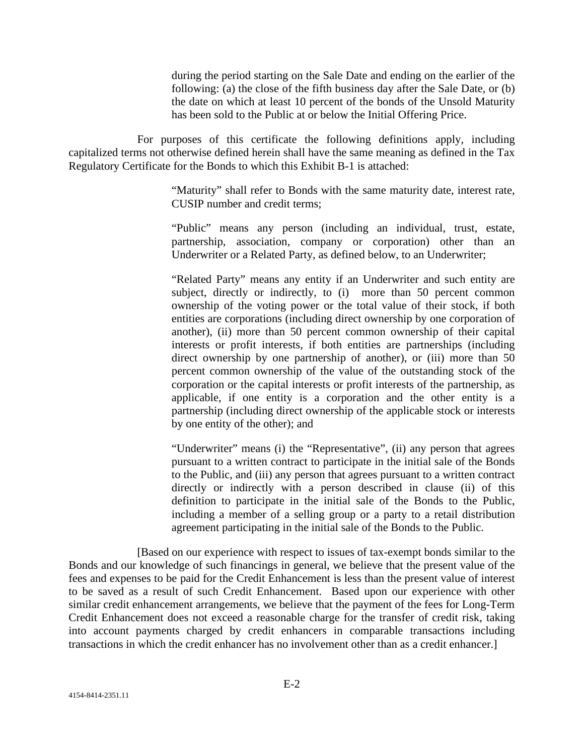during the period starting on the Sale Date and ending on the earlier of the following: (a) the close of the fifth business day after the Sale Date, or (b) the date on which at least 10 percent of the bonds of the Unsold Maturity has been sold to the Public at or below the Initial Offering Price.

For purposes of this certificate the following definitions apply, including capitalized terms not otherwise defined herein shall have the same meaning as defined in the Tax Regulatory Certificate for the Bonds to which this Exhibit B-1 is attached:

> "Maturity" shall refer to Bonds with the same maturity date, interest rate, CUSIP number and credit terms;
>
> "Public" means any person (including an individual, trust, estate, partnership, association, company or corporation) other than an Underwriter or a Related Party, as defined below, to an Underwriter;
>
> "Related Party" means any entity if an Underwriter and such entity are subject, directly or indirectly, to (i) more than 50 percent common ownership of the voting power or the total value of their stock, if both entities are corporations (including direct ownership by one corporation of another), (ii) more than 50 percent common ownership of their capital interests or profit interests, if both entities are partnerships (including direct ownership by one partnership of another), or (iii) more than 50 percent common ownership of the value of the outstanding stock of the corporation or the capital interests or profit interests of the partnership, as applicable, if one entity is a corporation and the other entity is a partnership (including direct ownership of the applicable stock or interests by one entity of the other); and
>
> "Underwriter" means (i) the "Representative", (ii) any person that agrees pursuant to a written contract to participate in the initial sale of the Bonds to the Public, and (iii) any person that agrees pursuant to a written contract directly or indirectly with a person described in clause (ii) of this definition to participate in the initial sale of the Bonds to the Public, including a member of a selling group or a party to a retail distribution agreement participating in the initial sale of the Bonds to the Public.

[Based on our experience with respect to issues of tax-exempt bonds similar to the Bonds and our knowledge of such financings in general, we believe that the present value of the fees and expenses to be paid for the Credit Enhancement is less than the present value of interest to be saved as a result of such Credit Enhancement. Based upon our experience with other similar credit enhancement arrangements, we believe that the payment of the fees for Long-Term Credit Enhancement does not exceed a reasonable charge for the transfer of credit risk, taking into account payments charged by credit enhancers in comparable transactions including transactions in which the credit enhancer has no involvement other than as a credit enhancer.]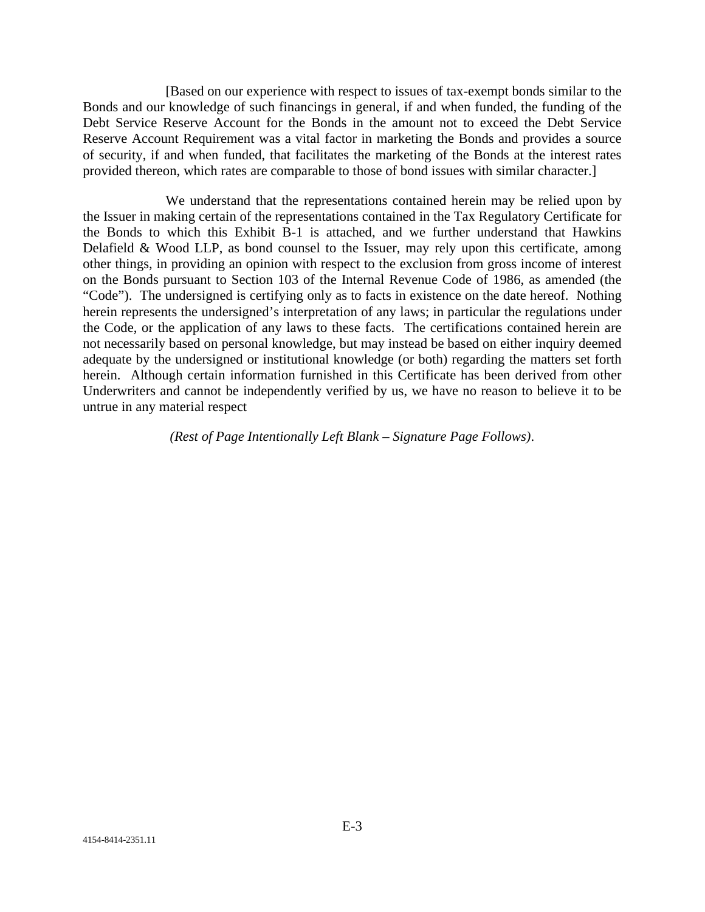[Based on our experience with respect to issues of tax-exempt bonds similar to the Bonds and our knowledge of such financings in general, if and when funded, the funding of the Debt Service Reserve Account for the Bonds in the amount not to exceed the Debt Service Reserve Account Requirement was a vital factor in marketing the Bonds and provides a source of security, if and when funded, that facilitates the marketing of the Bonds at the interest rates provided thereon, which rates are comparable to those of bond issues with similar character.]

We understand that the representations contained herein may be relied upon by the Issuer in making certain of the representations contained in the Tax Regulatory Certificate for the Bonds to which this Exhibit B-1 is attached, and we further understand that Hawkins Delafield & Wood LLP, as bond counsel to the Issuer, may rely upon this certificate, among other things, in providing an opinion with respect to the exclusion from gross income of interest on the Bonds pursuant to Section 103 of the Internal Revenue Code of 1986, as amended (the "Code"). The undersigned is certifying only as to facts in existence on the date hereof. Nothing herein represents the undersigned's interpretation of any laws; in particular the regulations under the Code, or the application of any laws to these facts. The certifications contained herein are not necessarily based on personal knowledge, but may instead be based on either inquiry deemed adequate by the undersigned or institutional knowledge (or both) regarding the matters set forth herein. Although certain information furnished in this Certificate has been derived from other Underwriters and cannot be independently verified by us, we have no reason to believe it to be untrue in any material respect

*(Rest of Page Intentionally Left Blank – Signature Page Follows)*.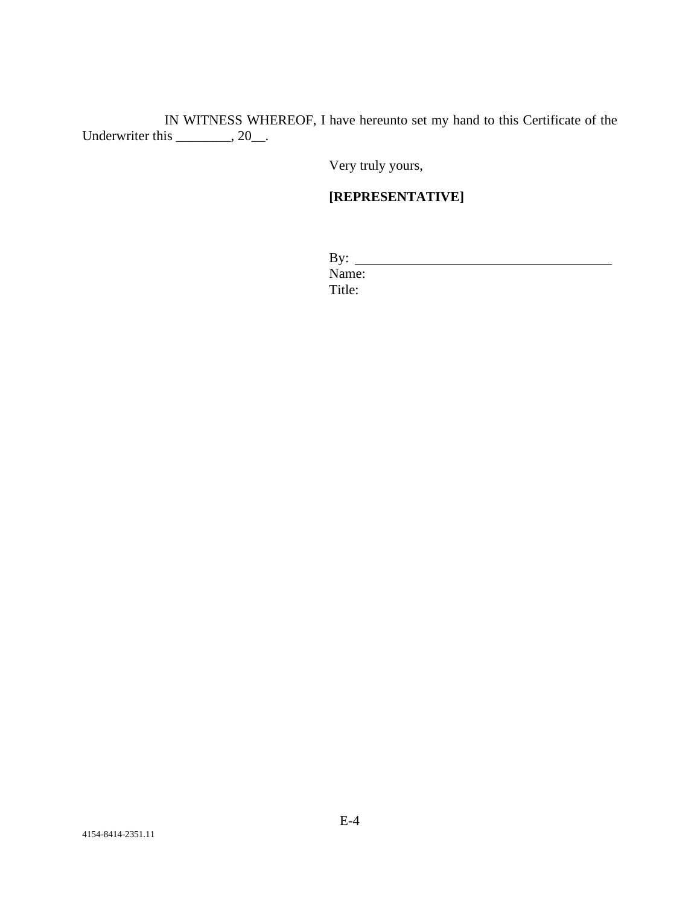IN WITNESS WHEREOF, I have hereunto set my hand to this Certificate of the Underwriter this ________, 20__.

Very truly yours,

**[REPRESENTATIVE]**

By: ______________________________________
Name:
Title:

4154-8414-2351.11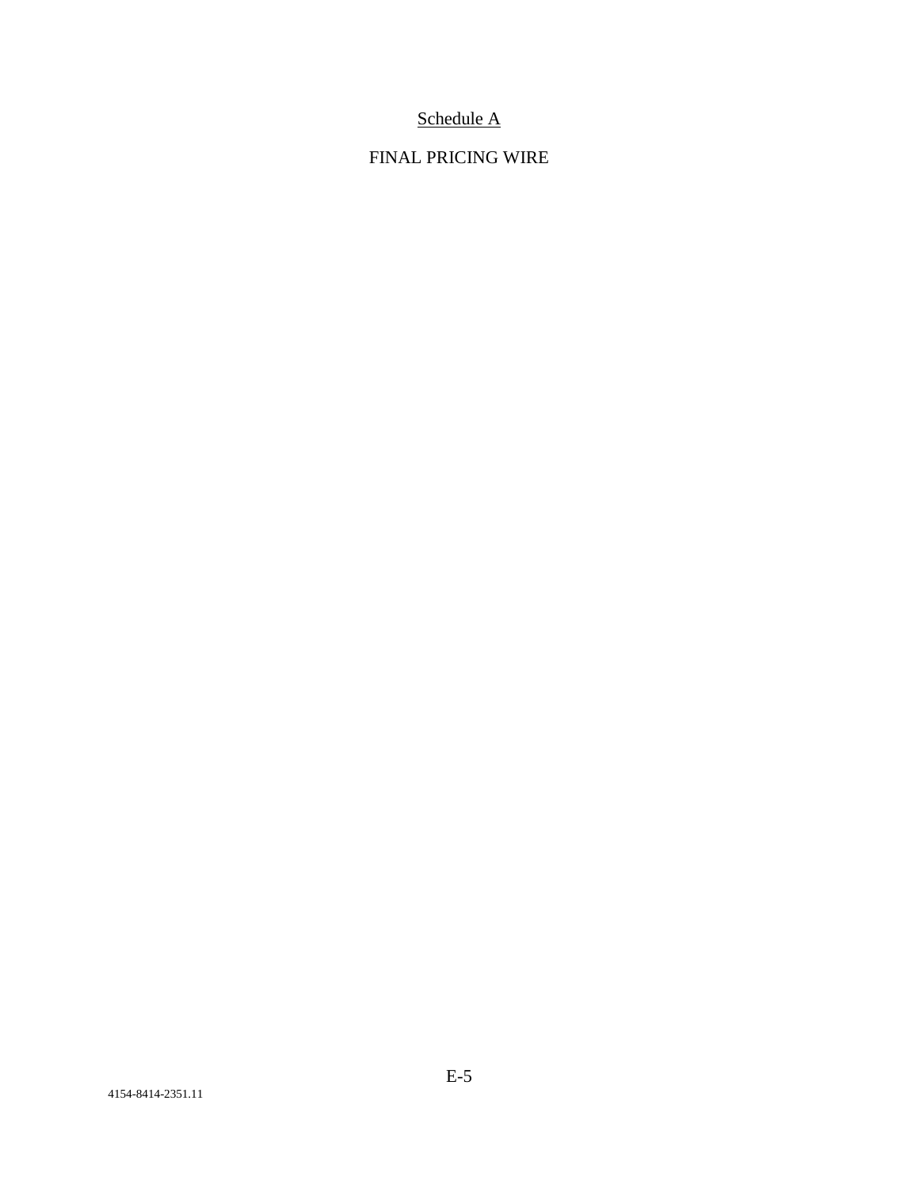# Schedule A

FINAL PRICING WIRE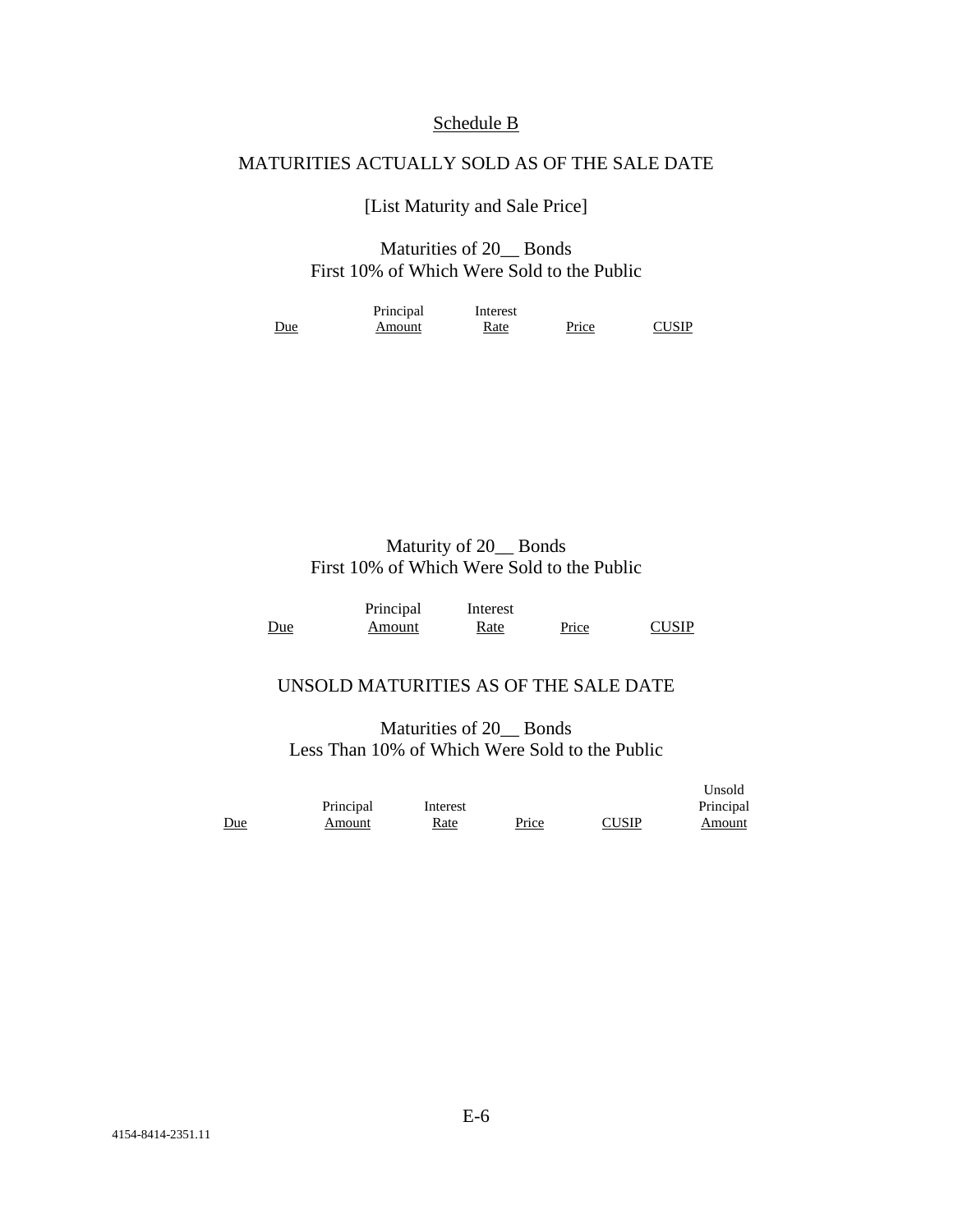Schedule B

MATURITIES ACTUALLY SOLD AS OF THE SALE DATE

[List Maturity and Sale Price]

Maturities of 20__ Bonds
First 10% of Which Were Sold to the Public

| Due | Principal Amount | Interest Rate | Price | CUSIP |
|---|---|---|---|---|

Maturity of 20__ Bonds
First 10% of Which Were Sold to the Public

| Due | Principal Amount | Interest Rate | Price | CUSIP |
|---|---|---|---|---|

UNSOLD MATURITIES AS OF THE SALE DATE

Maturities of 20__ Bonds
Less Than 10% of Which Were Sold to the Public

| Due | Principal Amount | Interest Rate | Price | CUSIP | Unsold Principal Amount |
|---|---|---|---|---|---|

4154-8414-2351.11